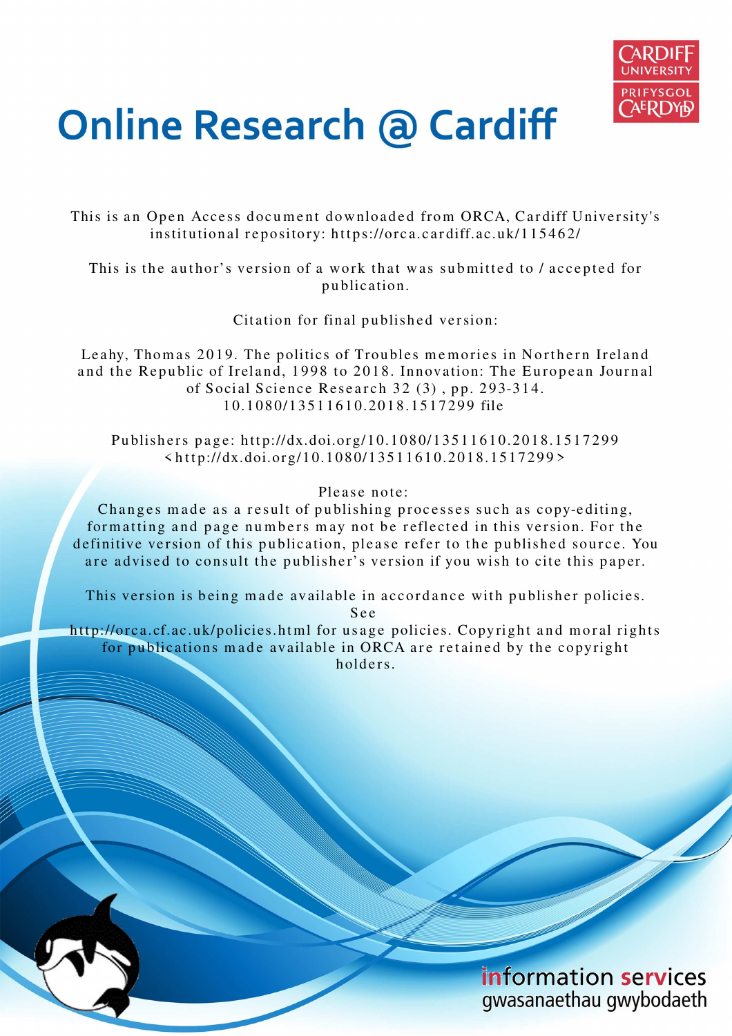# Online Research @ Cardiff

This is an Open Access document downloaded from ORCA, Cardiff University's institutional repository: https://orca.cardiff.ac.uk/115462/

This is the author's version of a work that was submitted to / accepted for publication.

Citation for final published version:

Leahy, Thomas 2019. The politics of Troubles memories in Northern Ireland and the Republic of Ireland, 1998 to 2018. Innovation: The European Journal of Social Science Research 32 (3) , pp. 293-314. 10.1080/13511610.2018.1517299 file

Publishers page: http://dx.doi.org/10.1080/13511610.2018.1517299 <http://dx.doi.org/10.1080/13511610.2018.1517299>

Please note:
Changes made as a result of publishing processes such as copy-editing, formatting and page numbers may not be reflected in this version. For the definitive version of this publication, please refer to the published source. You are advised to consult the publisher's version if you wish to cite this paper.

This version is being made available in accordance with publisher policies. See http://orca.cf.ac.uk/policies.html for usage policies. Copyright and moral rights for publications made available in ORCA are retained by the copyright holders.

information services
gwasanaethau gwybodaeth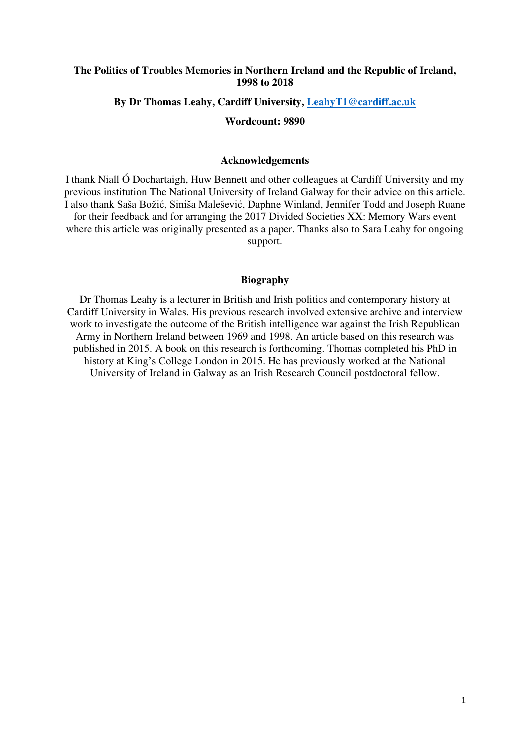**The Politics of Troubles Memories in Northern Ireland and the Republic of Ireland, 1998 to 2018**

**By Dr Thomas Leahy, Cardiff University, [LeahyT1@cardiff.ac.uk](mailto:LeahyT1@cardiff.ac.uk)**

**Wordcount: 9890**

### Acknowledgements

I thank Niall Ó Dochartaigh, Huw Bennett and other colleagues at Cardiff University and my previous institution The National University of Ireland Galway for their advice on this article. I also thank Saša Božić, Siniša Malešević, Daphne Winland, Jennifer Todd and Joseph Ruane for their feedback and for arranging the 2017 Divided Societies XX: Memory Wars event where this article was originally presented as a paper. Thanks also to Sara Leahy for ongoing support.

### Biography

Dr Thomas Leahy is a lecturer in British and Irish politics and contemporary history at Cardiff University in Wales. His previous research involved extensive archive and interview work to investigate the outcome of the British intelligence war against the Irish Republican Army in Northern Ireland between 1969 and 1998. An article based on this research was published in 2015. A book on this research is forthcoming. Thomas completed his PhD in history at King's College London in 2015. He has previously worked at the National University of Ireland in Galway as an Irish Research Council postdoctoral fellow.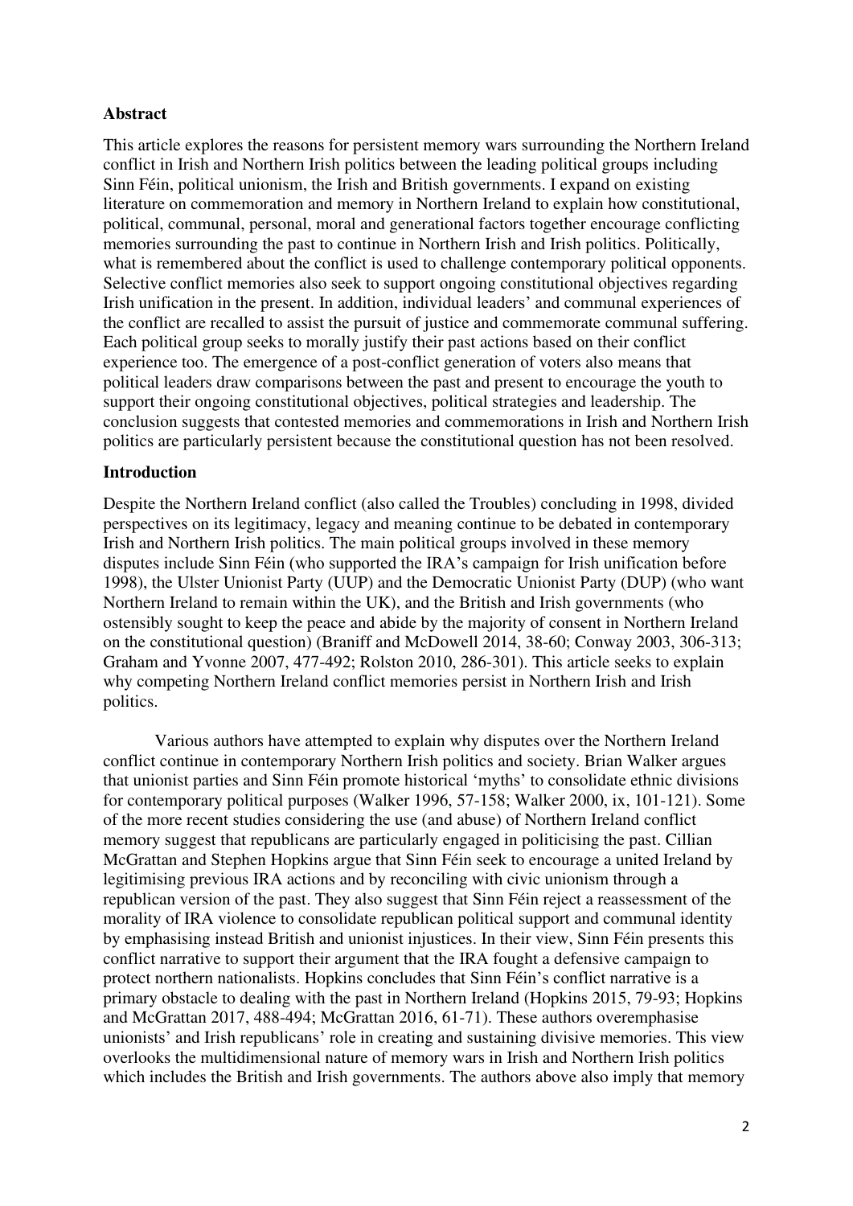### Abstract

This article explores the reasons for persistent memory wars surrounding the Northern Ireland conflict in Irish and Northern Irish politics between the leading political groups including Sinn Féin, political unionism, the Irish and British governments. I expand on existing literature on commemoration and memory in Northern Ireland to explain how constitutional, political, communal, personal, moral and generational factors together encourage conflicting memories surrounding the past to continue in Northern Irish and Irish politics. Politically, what is remembered about the conflict is used to challenge contemporary political opponents. Selective conflict memories also seek to support ongoing constitutional objectives regarding Irish unification in the present. In addition, individual leaders' and communal experiences of the conflict are recalled to assist the pursuit of justice and commemorate communal suffering. Each political group seeks to morally justify their past actions based on their conflict experience too. The emergence of a post-conflict generation of voters also means that political leaders draw comparisons between the past and present to encourage the youth to support their ongoing constitutional objectives, political strategies and leadership. The conclusion suggests that contested memories and commemorations in Irish and Northern Irish politics are particularly persistent because the constitutional question has not been resolved.

### Introduction

Despite the Northern Ireland conflict (also called the Troubles) concluding in 1998, divided perspectives on its legitimacy, legacy and meaning continue to be debated in contemporary Irish and Northern Irish politics. The main political groups involved in these memory disputes include Sinn Féin (who supported the IRA's campaign for Irish unification before 1998), the Ulster Unionist Party (UUP) and the Democratic Unionist Party (DUP) (who want Northern Ireland to remain within the UK), and the British and Irish governments (who ostensibly sought to keep the peace and abide by the majority of consent in Northern Ireland on the constitutional question) (Braniff and McDowell 2014, 38-60; Conway 2003, 306-313; Graham and Yvonne 2007, 477-492; Rolston 2010, 286-301). This article seeks to explain why competing Northern Ireland conflict memories persist in Northern Irish and Irish politics.

Various authors have attempted to explain why disputes over the Northern Ireland conflict continue in contemporary Northern Irish politics and society. Brian Walker argues that unionist parties and Sinn Féin promote historical 'myths' to consolidate ethnic divisions for contemporary political purposes (Walker 1996, 57-158; Walker 2000, ix, 101-121). Some of the more recent studies considering the use (and abuse) of Northern Ireland conflict memory suggest that republicans are particularly engaged in politicising the past. Cillian McGrattan and Stephen Hopkins argue that Sinn Féin seek to encourage a united Ireland by legitimising previous IRA actions and by reconciling with civic unionism through a republican version of the past. They also suggest that Sinn Féin reject a reassessment of the morality of IRA violence to consolidate republican political support and communal identity by emphasising instead British and unionist injustices. In their view, Sinn Féin presents this conflict narrative to support their argument that the IRA fought a defensive campaign to protect northern nationalists. Hopkins concludes that Sinn Féin's conflict narrative is a primary obstacle to dealing with the past in Northern Ireland (Hopkins 2015, 79-93; Hopkins and McGrattan 2017, 488-494; McGrattan 2016, 61-71). These authors overemphasise unionists' and Irish republicans' role in creating and sustaining divisive memories. This view overlooks the multidimensional nature of memory wars in Irish and Northern Irish politics which includes the British and Irish governments. The authors above also imply that memory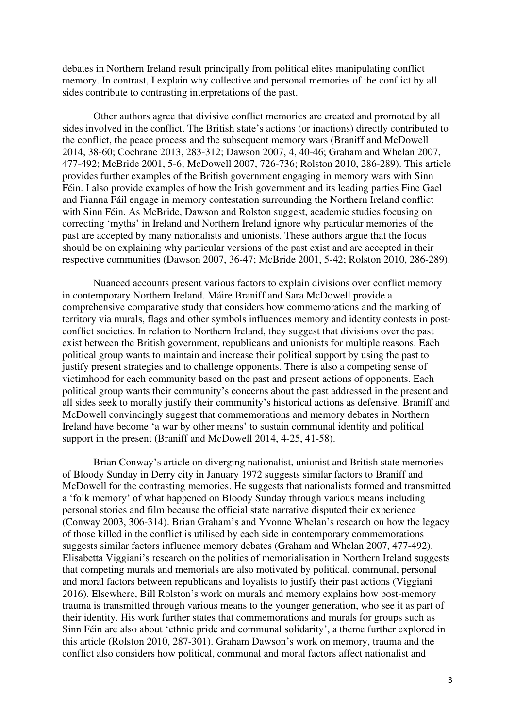debates in Northern Ireland result principally from political elites manipulating conflict memory. In contrast, I explain why collective and personal memories of the conflict by all sides contribute to contrasting interpretations of the past.

Other authors agree that divisive conflict memories are created and promoted by all sides involved in the conflict. The British state's actions (or inactions) directly contributed to the conflict, the peace process and the subsequent memory wars (Braniff and McDowell 2014, 38-60; Cochrane 2013, 283-312; Dawson 2007, 4, 40-46; Graham and Whelan 2007, 477-492; McBride 2001, 5-6; McDowell 2007, 726-736; Rolston 2010, 286-289). This article provides further examples of the British government engaging in memory wars with Sinn Féin. I also provide examples of how the Irish government and its leading parties Fine Gael and Fianna Fáil engage in memory contestation surrounding the Northern Ireland conflict with Sinn Féin. As McBride, Dawson and Rolston suggest, academic studies focusing on correcting 'myths' in Ireland and Northern Ireland ignore why particular memories of the past are accepted by many nationalists and unionists. These authors argue that the focus should be on explaining why particular versions of the past exist and are accepted in their respective communities (Dawson 2007, 36-47; McBride 2001, 5-42; Rolston 2010, 286-289).

Nuanced accounts present various factors to explain divisions over conflict memory in contemporary Northern Ireland. Máire Braniff and Sara McDowell provide a comprehensive comparative study that considers how commemorations and the marking of territory via murals, flags and other symbols influences memory and identity contests in post-conflict societies. In relation to Northern Ireland, they suggest that divisions over the past exist between the British government, republicans and unionists for multiple reasons. Each political group wants to maintain and increase their political support by using the past to justify present strategies and to challenge opponents. There is also a competing sense of victimhood for each community based on the past and present actions of opponents. Each political group wants their community's concerns about the past addressed in the present and all sides seek to morally justify their community's historical actions as defensive. Braniff and McDowell convincingly suggest that commemorations and memory debates in Northern Ireland have become 'a war by other means' to sustain communal identity and political support in the present (Braniff and McDowell 2014, 4-25, 41-58).

Brian Conway's article on diverging nationalist, unionist and British state memories of Bloody Sunday in Derry city in January 1972 suggests similar factors to Braniff and McDowell for the contrasting memories. He suggests that nationalists formed and transmitted a 'folk memory' of what happened on Bloody Sunday through various means including personal stories and film because the official state narrative disputed their experience (Conway 2003, 306-314). Brian Graham's and Yvonne Whelan's research on how the legacy of those killed in the conflict is utilised by each side in contemporary commemorations suggests similar factors influence memory debates (Graham and Whelan 2007, 477-492). Elisabetta Viggiani's research on the politics of memorialisation in Northern Ireland suggests that competing murals and memorials are also motivated by political, communal, personal and moral factors between republicans and loyalists to justify their past actions (Viggiani 2016). Elsewhere, Bill Rolston's work on murals and memory explains how post-memory trauma is transmitted through various means to the younger generation, who see it as part of their identity. His work further states that commemorations and murals for groups such as Sinn Féin are also about 'ethnic pride and communal solidarity', a theme further explored in this article (Rolston 2010, 287-301). Graham Dawson's work on memory, trauma and the conflict also considers how political, communal and moral factors affect nationalist and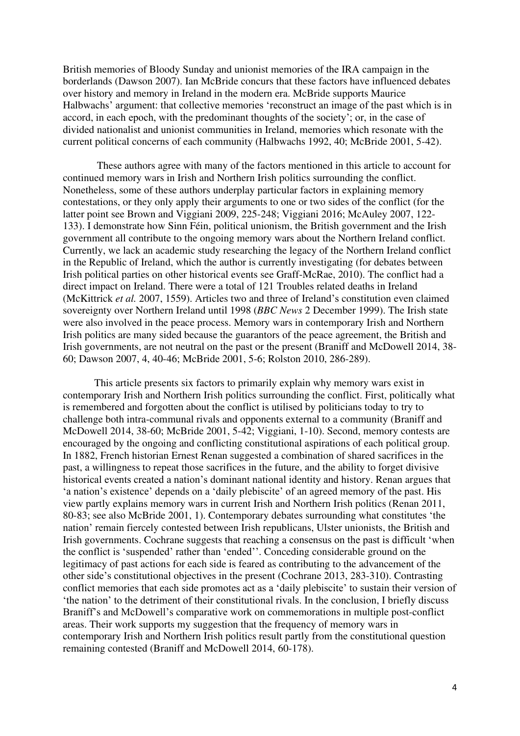British memories of Bloody Sunday and unionist memories of the IRA campaign in the borderlands (Dawson 2007). Ian McBride concurs that these factors have influenced debates over history and memory in Ireland in the modern era. McBride supports Maurice Halbwachs' argument: that collective memories 'reconstruct an image of the past which is in accord, in each epoch, with the predominant thoughts of the society'; or, in the case of divided nationalist and unionist communities in Ireland, memories which resonate with the current political concerns of each community (Halbwachs 1992, 40; McBride 2001, 5-42).

These authors agree with many of the factors mentioned in this article to account for continued memory wars in Irish and Northern Irish politics surrounding the conflict. Nonetheless, some of these authors underplay particular factors in explaining memory contestations, or they only apply their arguments to one or two sides of the conflict (for the latter point see Brown and Viggiani 2009, 225-248; Viggiani 2016; McAuley 2007, 122-133). I demonstrate how Sinn Féin, political unionism, the British government and the Irish government all contribute to the ongoing memory wars about the Northern Ireland conflict. Currently, we lack an academic study researching the legacy of the Northern Ireland conflict in the Republic of Ireland, which the author is currently investigating (for debates between Irish political parties on other historical events see Graff-McRae, 2010). The conflict had a direct impact on Ireland. There were a total of 121 Troubles related deaths in Ireland (McKittrick *et al.* 2007, 1559). Articles two and three of Ireland's constitution even claimed sovereignty over Northern Ireland until 1998 (*BBC News* 2 December 1999). The Irish state were also involved in the peace process. Memory wars in contemporary Irish and Northern Irish politics are many sided because the guarantors of the peace agreement, the British and Irish governments, are not neutral on the past or the present (Braniff and McDowell 2014, 38-60; Dawson 2007, 4, 40-46; McBride 2001, 5-6; Rolston 2010, 286-289).

This article presents six factors to primarily explain why memory wars exist in contemporary Irish and Northern Irish politics surrounding the conflict. First, politically what is remembered and forgotten about the conflict is utilised by politicians today to try to challenge both intra-communal rivals and opponents external to a community (Braniff and McDowell 2014, 38-60; McBride 2001, 5-42; Viggiani, 1-10). Second, memory contests are encouraged by the ongoing and conflicting constitutional aspirations of each political group. In 1882, French historian Ernest Renan suggested a combination of shared sacrifices in the past, a willingness to repeat those sacrifices in the future, and the ability to forget divisive historical events created a nation's dominant national identity and history. Renan argues that 'a nation's existence' depends on a 'daily plebiscite' of an agreed memory of the past. His view partly explains memory wars in current Irish and Northern Irish politics (Renan 2011, 80-83; see also McBride 2001, 1). Contemporary debates surrounding what constitutes 'the nation' remain fiercely contested between Irish republicans, Ulster unionists, the British and Irish governments. Cochrane suggests that reaching a consensus on the past is difficult 'when the conflict is 'suspended' rather than 'ended''. Conceding considerable ground on the legitimacy of past actions for each side is feared as contributing to the advancement of the other side's constitutional objectives in the present (Cochrane 2013, 283-310). Contrasting conflict memories that each side promotes act as a 'daily plebiscite' to sustain their version of 'the nation' to the detriment of their constitutional rivals. In the conclusion, I briefly discuss Braniff's and McDowell's comparative work on commemorations in multiple post-conflict areas. Their work supports my suggestion that the frequency of memory wars in contemporary Irish and Northern Irish politics result partly from the constitutional question remaining contested (Braniff and McDowell 2014, 60-178).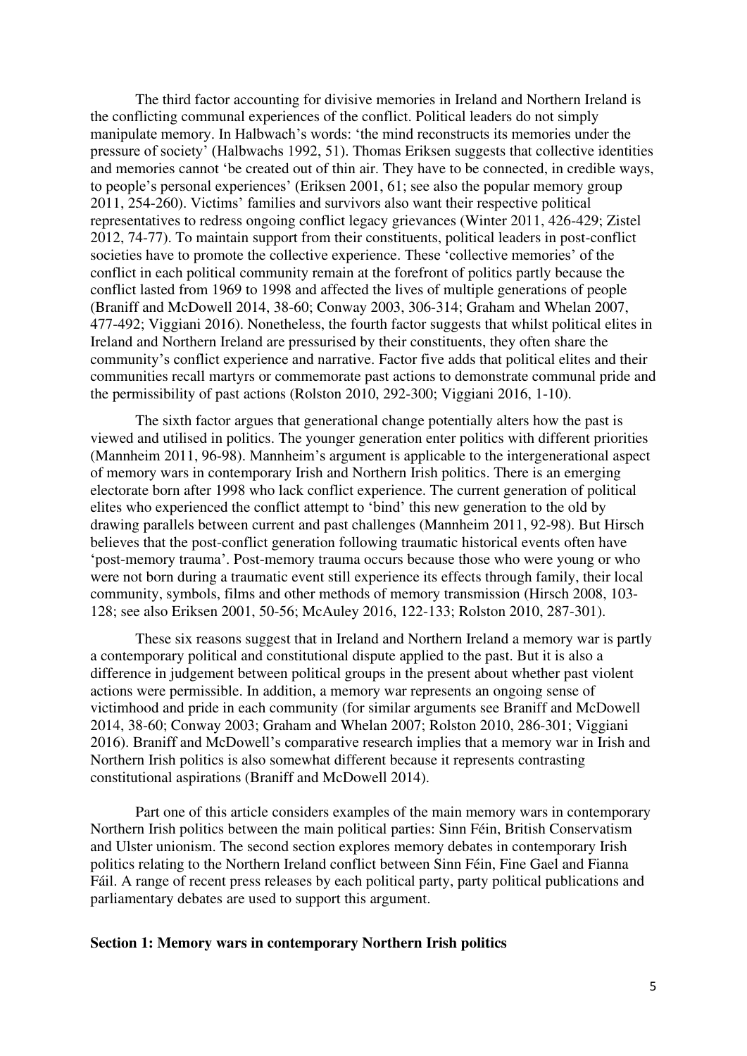The third factor accounting for divisive memories in Ireland and Northern Ireland is the conflicting communal experiences of the conflict. Political leaders do not simply manipulate memory. In Halbwach's words: 'the mind reconstructs its memories under the pressure of society' (Halbwachs 1992, 51). Thomas Eriksen suggests that collective identities and memories cannot 'be created out of thin air. They have to be connected, in credible ways, to people's personal experiences' (Eriksen 2001, 61; see also the popular memory group 2011, 254-260). Victims' families and survivors also want their respective political representatives to redress ongoing conflict legacy grievances (Winter 2011, 426-429; Zistel 2012, 74-77). To maintain support from their constituents, political leaders in post-conflict societies have to promote the collective experience. These 'collective memories' of the conflict in each political community remain at the forefront of politics partly because the conflict lasted from 1969 to 1998 and affected the lives of multiple generations of people (Braniff and McDowell 2014, 38-60; Conway 2003, 306-314; Graham and Whelan 2007, 477-492; Viggiani 2016). Nonetheless, the fourth factor suggests that whilst political elites in Ireland and Northern Ireland are pressurised by their constituents, they often share the community's conflict experience and narrative. Factor five adds that political elites and their communities recall martyrs or commemorate past actions to demonstrate communal pride and the permissibility of past actions (Rolston 2010, 292-300; Viggiani 2016, 1-10).

The sixth factor argues that generational change potentially alters how the past is viewed and utilised in politics. The younger generation enter politics with different priorities (Mannheim 2011, 96-98). Mannheim's argument is applicable to the intergenerational aspect of memory wars in contemporary Irish and Northern Irish politics. There is an emerging electorate born after 1998 who lack conflict experience. The current generation of political elites who experienced the conflict attempt to 'bind' this new generation to the old by drawing parallels between current and past challenges (Mannheim 2011, 92-98). But Hirsch believes that the post-conflict generation following traumatic historical events often have 'post-memory trauma'. Post-memory trauma occurs because those who were young or who were not born during a traumatic event still experience its effects through family, their local community, symbols, films and other methods of memory transmission (Hirsch 2008, 103-128; see also Eriksen 2001, 50-56; McAuley 2016, 122-133; Rolston 2010, 287-301).

These six reasons suggest that in Ireland and Northern Ireland a memory war is partly a contemporary political and constitutional dispute applied to the past. But it is also a difference in judgement between political groups in the present about whether past violent actions were permissible. In addition, a memory war represents an ongoing sense of victimhood and pride in each community (for similar arguments see Braniff and McDowell 2014, 38-60; Conway 2003; Graham and Whelan 2007; Rolston 2010, 286-301; Viggiani 2016). Braniff and McDowell's comparative research implies that a memory war in Irish and Northern Irish politics is also somewhat different because it represents contrasting constitutional aspirations (Braniff and McDowell 2014).

Part one of this article considers examples of the main memory wars in contemporary Northern Irish politics between the main political parties: Sinn Féin, British Conservatism and Ulster unionism. The second section explores memory debates in contemporary Irish politics relating to the Northern Ireland conflict between Sinn Féin, Fine Gael and Fianna Fáil. A range of recent press releases by each political party, party political publications and parliamentary debates are used to support this argument.

## Section 1: Memory wars in contemporary Northern Irish politics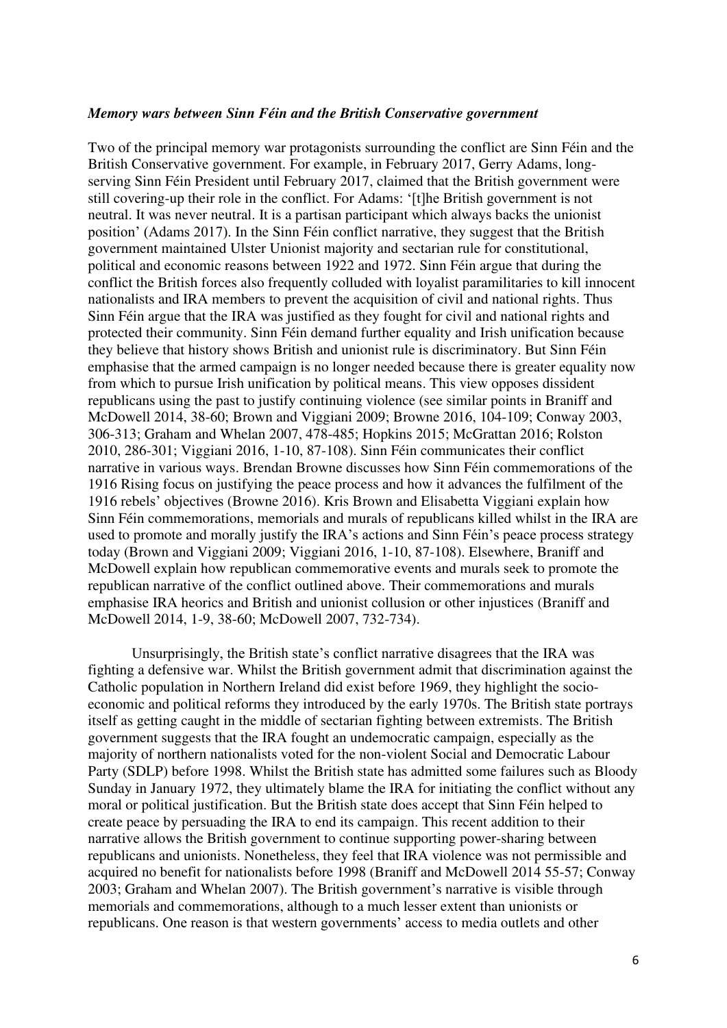***Memory wars between Sinn Féin and the British Conservative government***

Two of the principal memory war protagonists surrounding the conflict are Sinn Féin and the British Conservative government. For example, in February 2017, Gerry Adams, long-serving Sinn Féin President until February 2017, claimed that the British government were still covering-up their role in the conflict. For Adams: '[t]he British government is not neutral. It was never neutral. It is a partisan participant which always backs the unionist position' (Adams 2017). In the Sinn Féin conflict narrative, they suggest that the British government maintained Ulster Unionist majority and sectarian rule for constitutional, political and economic reasons between 1922 and 1972. Sinn Féin argue that during the conflict the British forces also frequently colluded with loyalist paramilitaries to kill innocent nationalists and IRA members to prevent the acquisition of civil and national rights. Thus Sinn Féin argue that the IRA was justified as they fought for civil and national rights and protected their community. Sinn Féin demand further equality and Irish unification because they believe that history shows British and unionist rule is discriminatory. But Sinn Féin emphasise that the armed campaign is no longer needed because there is greater equality now from which to pursue Irish unification by political means. This view opposes dissident republicans using the past to justify continuing violence (see similar points in Braniff and McDowell 2014, 38-60; Brown and Viggiani 2009; Browne 2016, 104-109; Conway 2003, 306-313; Graham and Whelan 2007, 478-485; Hopkins 2015; McGrattan 2016; Rolston 2010, 286-301; Viggiani 2016, 1-10, 87-108). Sinn Féin communicates their conflict narrative in various ways. Brendan Browne discusses how Sinn Féin commemorations of the 1916 Rising focus on justifying the peace process and how it advances the fulfilment of the 1916 rebels' objectives (Browne 2016). Kris Brown and Elisabetta Viggiani explain how Sinn Féin commemorations, memorials and murals of republicans killed whilst in the IRA are used to promote and morally justify the IRA's actions and Sinn Féin's peace process strategy today (Brown and Viggiani 2009; Viggiani 2016, 1-10, 87-108). Elsewhere, Braniff and McDowell explain how republican commemorative events and murals seek to promote the republican narrative of the conflict outlined above. Their commemorations and murals emphasise IRA heorics and British and unionist collusion or other injustices (Braniff and McDowell 2014, 1-9, 38-60; McDowell 2007, 732-734).

Unsurprisingly, the British state's conflict narrative disagrees that the IRA was fighting a defensive war. Whilst the British government admit that discrimination against the Catholic population in Northern Ireland did exist before 1969, they highlight the socio-economic and political reforms they introduced by the early 1970s. The British state portrays itself as getting caught in the middle of sectarian fighting between extremists. The British government suggests that the IRA fought an undemocratic campaign, especially as the majority of northern nationalists voted for the non-violent Social and Democratic Labour Party (SDLP) before 1998. Whilst the British state has admitted some failures such as Bloody Sunday in January 1972, they ultimately blame the IRA for initiating the conflict without any moral or political justification. But the British state does accept that Sinn Féin helped to create peace by persuading the IRA to end its campaign. This recent addition to their narrative allows the British government to continue supporting power-sharing between republicans and unionists. Nonetheless, they feel that IRA violence was not permissible and acquired no benefit for nationalists before 1998 (Braniff and McDowell 2014 55-57; Conway 2003; Graham and Whelan 2007). The British government's narrative is visible through memorials and commemorations, although to a much lesser extent than unionists or republicans. One reason is that western governments' access to media outlets and other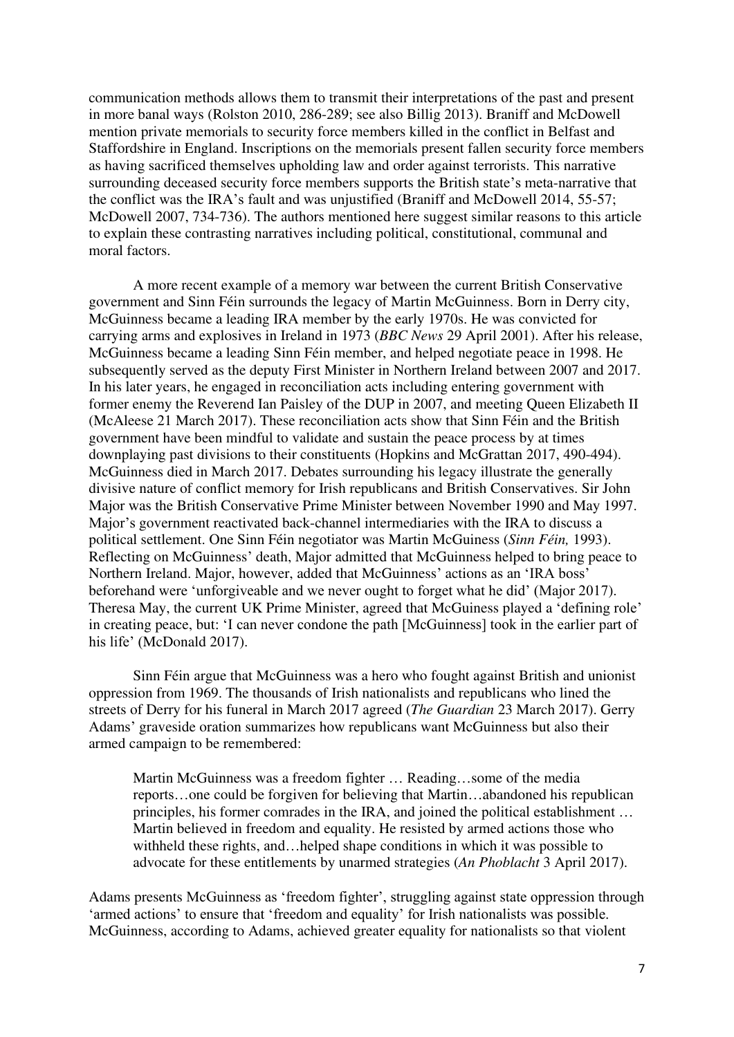communication methods allows them to transmit their interpretations of the past and present in more banal ways (Rolston 2010, 286-289; see also Billig 2013). Braniff and McDowell mention private memorials to security force members killed in the conflict in Belfast and Staffordshire in England. Inscriptions on the memorials present fallen security force members as having sacrificed themselves upholding law and order against terrorists. This narrative surrounding deceased security force members supports the British state's meta-narrative that the conflict was the IRA's fault and was unjustified (Braniff and McDowell 2014, 55-57; McDowell 2007, 734-736). The authors mentioned here suggest similar reasons to this article to explain these contrasting narratives including political, constitutional, communal and moral factors.

A more recent example of a memory war between the current British Conservative government and Sinn Féin surrounds the legacy of Martin McGuinness. Born in Derry city, McGuinness became a leading IRA member by the early 1970s. He was convicted for carrying arms and explosives in Ireland in 1973 (*BBC News* 29 April 2001). After his release, McGuinness became a leading Sinn Féin member, and helped negotiate peace in 1998. He subsequently served as the deputy First Minister in Northern Ireland between 2007 and 2017. In his later years, he engaged in reconciliation acts including entering government with former enemy the Reverend Ian Paisley of the DUP in 2007, and meeting Queen Elizabeth II (McAleese 21 March 2017). These reconciliation acts show that Sinn Féin and the British government have been mindful to validate and sustain the peace process by at times downplaying past divisions to their constituents (Hopkins and McGrattan 2017, 490-494). McGuinness died in March 2017. Debates surrounding his legacy illustrate the generally divisive nature of conflict memory for Irish republicans and British Conservatives. Sir John Major was the British Conservative Prime Minister between November 1990 and May 1997. Major's government reactivated back-channel intermediaries with the IRA to discuss a political settlement. One Sinn Féin negotiator was Martin McGuiness (*Sinn Féin,* 1993). Reflecting on McGuinness' death, Major admitted that McGuinness helped to bring peace to Northern Ireland. Major, however, added that McGuinness' actions as an 'IRA boss' beforehand were 'unforgiveable and we never ought to forget what he did' (Major 2017). Theresa May, the current UK Prime Minister, agreed that McGuiness played a 'defining role' in creating peace, but: 'I can never condone the path [McGuinness] took in the earlier part of his life' (McDonald 2017).

Sinn Féin argue that McGuinness was a hero who fought against British and unionist oppression from 1969. The thousands of Irish nationalists and republicans who lined the streets of Derry for his funeral in March 2017 agreed (*The Guardian* 23 March 2017). Gerry Adams' graveside oration summarizes how republicans want McGuinness but also their armed campaign to be remembered:

> Martin McGuinness was a freedom fighter … Reading…some of the media reports…one could be forgiven for believing that Martin…abandoned his republican principles, his former comrades in the IRA, and joined the political establishment … Martin believed in freedom and equality. He resisted by armed actions those who withheld these rights, and…helped shape conditions in which it was possible to advocate for these entitlements by unarmed strategies (*An Phoblacht* 3 April 2017).

Adams presents McGuinness as 'freedom fighter', struggling against state oppression through 'armed actions' to ensure that 'freedom and equality' for Irish nationalists was possible. McGuinness, according to Adams, achieved greater equality for nationalists so that violent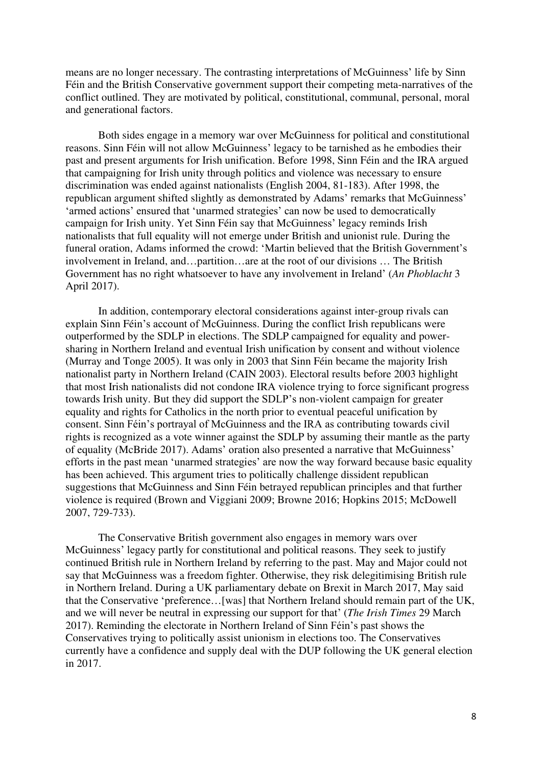means are no longer necessary. The contrasting interpretations of McGuinness' life by Sinn Féin and the British Conservative government support their competing meta-narratives of the conflict outlined. They are motivated by political, constitutional, communal, personal, moral and generational factors.

Both sides engage in a memory war over McGuinness for political and constitutional reasons. Sinn Féin will not allow McGuinness' legacy to be tarnished as he embodies their past and present arguments for Irish unification. Before 1998, Sinn Féin and the IRA argued that campaigning for Irish unity through politics and violence was necessary to ensure discrimination was ended against nationalists (English 2004, 81-183). After 1998, the republican argument shifted slightly as demonstrated by Adams' remarks that McGuinness' 'armed actions' ensured that 'unarmed strategies' can now be used to democratically campaign for Irish unity. Yet Sinn Féin say that McGuinness' legacy reminds Irish nationalists that full equality will not emerge under British and unionist rule. During the funeral oration, Adams informed the crowd: 'Martin believed that the British Government's involvement in Ireland, and…partition…are at the root of our divisions … The British Government has no right whatsoever to have any involvement in Ireland' (*An Phoblacht* 3 April 2017).

In addition, contemporary electoral considerations against inter-group rivals can explain Sinn Féin's account of McGuinness. During the conflict Irish republicans were outperformed by the SDLP in elections. The SDLP campaigned for equality and power-sharing in Northern Ireland and eventual Irish unification by consent and without violence (Murray and Tonge 2005). It was only in 2003 that Sinn Féin became the majority Irish nationalist party in Northern Ireland (CAIN 2003). Electoral results before 2003 highlight that most Irish nationalists did not condone IRA violence trying to force significant progress towards Irish unity. But they did support the SDLP's non-violent campaign for greater equality and rights for Catholics in the north prior to eventual peaceful unification by consent. Sinn Féin's portrayal of McGuinness and the IRA as contributing towards civil rights is recognized as a vote winner against the SDLP by assuming their mantle as the party of equality (McBride 2017). Adams' oration also presented a narrative that McGuinness' efforts in the past mean 'unarmed strategies' are now the way forward because basic equality has been achieved. This argument tries to politically challenge dissident republican suggestions that McGuinness and Sinn Féin betrayed republican principles and that further violence is required (Brown and Viggiani 2009; Browne 2016; Hopkins 2015; McDowell 2007, 729-733).

The Conservative British government also engages in memory wars over McGuinness' legacy partly for constitutional and political reasons. They seek to justify continued British rule in Northern Ireland by referring to the past. May and Major could not say that McGuinness was a freedom fighter. Otherwise, they risk delegitimising British rule in Northern Ireland. During a UK parliamentary debate on Brexit in March 2017, May said that the Conservative 'preference…[was] that Northern Ireland should remain part of the UK, and we will never be neutral in expressing our support for that' (*The Irish Times* 29 March 2017). Reminding the electorate in Northern Ireland of Sinn Féin's past shows the Conservatives trying to politically assist unionism in elections too. The Conservatives currently have a confidence and supply deal with the DUP following the UK general election in 2017.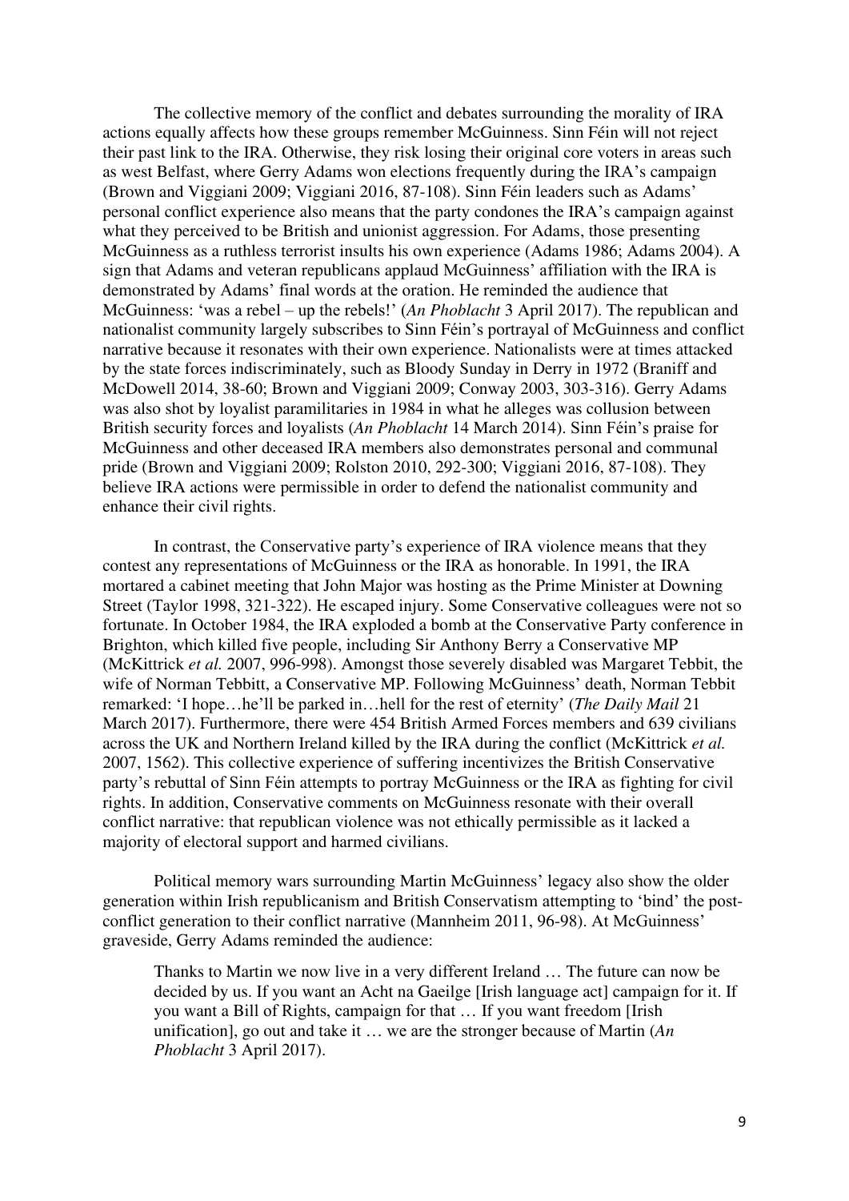The collective memory of the conflict and debates surrounding the morality of IRA actions equally affects how these groups remember McGuinness. Sinn Féin will not reject their past link to the IRA. Otherwise, they risk losing their original core voters in areas such as west Belfast, where Gerry Adams won elections frequently during the IRA's campaign (Brown and Viggiani 2009; Viggiani 2016, 87-108). Sinn Féin leaders such as Adams' personal conflict experience also means that the party condones the IRA's campaign against what they perceived to be British and unionist aggression. For Adams, those presenting McGuinness as a ruthless terrorist insults his own experience (Adams 1986; Adams 2004). A sign that Adams and veteran republicans applaud McGuinness' affiliation with the IRA is demonstrated by Adams' final words at the oration. He reminded the audience that McGuinness: 'was a rebel – up the rebels!' (*An Phoblacht* 3 April 2017). The republican and nationalist community largely subscribes to Sinn Féin's portrayal of McGuinness and conflict narrative because it resonates with their own experience. Nationalists were at times attacked by the state forces indiscriminately, such as Bloody Sunday in Derry in 1972 (Braniff and McDowell 2014, 38-60; Brown and Viggiani 2009; Conway 2003, 303-316). Gerry Adams was also shot by loyalist paramilitaries in 1984 in what he alleges was collusion between British security forces and loyalists (*An Phoblacht* 14 March 2014). Sinn Féin's praise for McGuinness and other deceased IRA members also demonstrates personal and communal pride (Brown and Viggiani 2009; Rolston 2010, 292-300; Viggiani 2016, 87-108). They believe IRA actions were permissible in order to defend the nationalist community and enhance their civil rights.

In contrast, the Conservative party's experience of IRA violence means that they contest any representations of McGuinness or the IRA as honorable. In 1991, the IRA mortared a cabinet meeting that John Major was hosting as the Prime Minister at Downing Street (Taylor 1998, 321-322). He escaped injury. Some Conservative colleagues were not so fortunate. In October 1984, the IRA exploded a bomb at the Conservative Party conference in Brighton, which killed five people, including Sir Anthony Berry a Conservative MP (McKittrick *et al.* 2007, 996-998). Amongst those severely disabled was Margaret Tebbit, the wife of Norman Tebbitt, a Conservative MP. Following McGuinness' death, Norman Tebbit remarked: 'I hope…he'll be parked in…hell for the rest of eternity' (*The Daily Mail* 21 March 2017). Furthermore, there were 454 British Armed Forces members and 639 civilians across the UK and Northern Ireland killed by the IRA during the conflict (McKittrick *et al.* 2007, 1562). This collective experience of suffering incentivizes the British Conservative party's rebuttal of Sinn Féin attempts to portray McGuinness or the IRA as fighting for civil rights. In addition, Conservative comments on McGuinness resonate with their overall conflict narrative: that republican violence was not ethically permissible as it lacked a majority of electoral support and harmed civilians.

Political memory wars surrounding Martin McGuinness' legacy also show the older generation within Irish republicanism and British Conservatism attempting to 'bind' the post-conflict generation to their conflict narrative (Mannheim 2011, 96-98). At McGuinness' graveside, Gerry Adams reminded the audience:

> Thanks to Martin we now live in a very different Ireland … The future can now be decided by us. If you want an Acht na Gaeilge [Irish language act] campaign for it. If you want a Bill of Rights, campaign for that … If you want freedom [Irish unification], go out and take it … we are the stronger because of Martin (*An Phoblacht* 3 April 2017).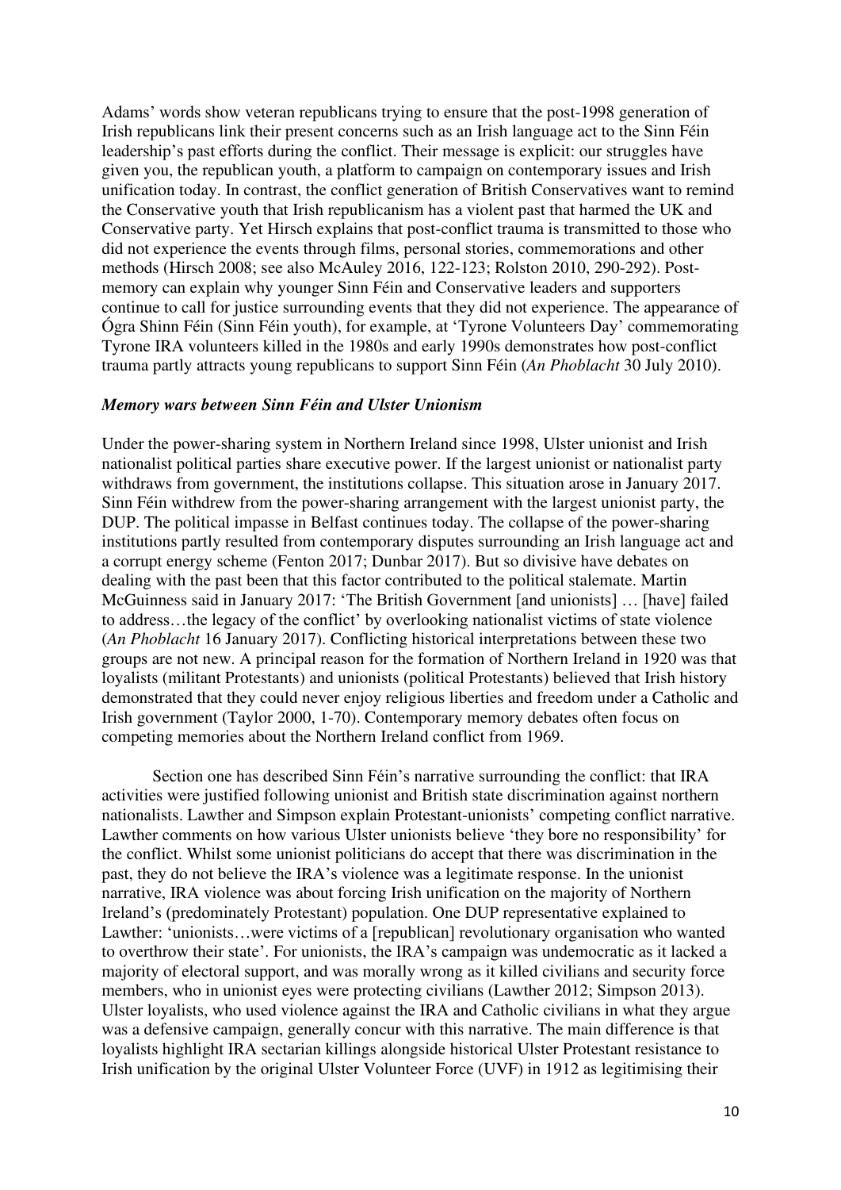Adams' words show veteran republicans trying to ensure that the post-1998 generation of Irish republicans link their present concerns such as an Irish language act to the Sinn Féin leadership's past efforts during the conflict. Their message is explicit: our struggles have given you, the republican youth, a platform to campaign on contemporary issues and Irish unification today. In contrast, the conflict generation of British Conservatives want to remind the Conservative youth that Irish republicanism has a violent past that harmed the UK and Conservative party. Yet Hirsch explains that post-conflict trauma is transmitted to those who did not experience the events through films, personal stories, commemorations and other methods (Hirsch 2008; see also McAuley 2016, 122-123; Rolston 2010, 290-292). Post-memory can explain why younger Sinn Féin and Conservative leaders and supporters continue to call for justice surrounding events that they did not experience. The appearance of Ógra Shinn Féin (Sinn Féin youth), for example, at 'Tyrone Volunteers Day' commemorating Tyrone IRA volunteers killed in the 1980s and early 1990s demonstrates how post-conflict trauma partly attracts young republicans to support Sinn Féin (*An Phoblacht* 30 July 2010).

### *Memory wars between Sinn Féin and Ulster Unionism*

Under the power-sharing system in Northern Ireland since 1998, Ulster unionist and Irish nationalist political parties share executive power. If the largest unionist or nationalist party withdraws from government, the institutions collapse. This situation arose in January 2017. Sinn Féin withdrew from the power-sharing arrangement with the largest unionist party, the DUP. The political impasse in Belfast continues today. The collapse of the power-sharing institutions partly resulted from contemporary disputes surrounding an Irish language act and a corrupt energy scheme (Fenton 2017; Dunbar 2017). But so divisive have debates on dealing with the past been that this factor contributed to the political stalemate. Martin McGuinness said in January 2017: 'The British Government [and unionists] … [have] failed to address…the legacy of the conflict' by overlooking nationalist victims of state violence (*An Phoblacht* 16 January 2017). Conflicting historical interpretations between these two groups are not new. A principal reason for the formation of Northern Ireland in 1920 was that loyalists (militant Protestants) and unionists (political Protestants) believed that Irish history demonstrated that they could never enjoy religious liberties and freedom under a Catholic and Irish government (Taylor 2000, 1-70). Contemporary memory debates often focus on competing memories about the Northern Ireland conflict from 1969.

Section one has described Sinn Féin's narrative surrounding the conflict: that IRA activities were justified following unionist and British state discrimination against northern nationalists. Lawther and Simpson explain Protestant-unionists' competing conflict narrative. Lawther comments on how various Ulster unionists believe 'they bore no responsibility' for the conflict. Whilst some unionist politicians do accept that there was discrimination in the past, they do not believe the IRA's violence was a legitimate response. In the unionist narrative, IRA violence was about forcing Irish unification on the majority of Northern Ireland's (predominately Protestant) population. One DUP representative explained to Lawther: 'unionists…were victims of a [republican] revolutionary organisation who wanted to overthrow their state'. For unionists, the IRA's campaign was undemocratic as it lacked a majority of electoral support, and was morally wrong as it killed civilians and security force members, who in unionist eyes were protecting civilians (Lawther 2012; Simpson 2013). Ulster loyalists, who used violence against the IRA and Catholic civilians in what they argue was a defensive campaign, generally concur with this narrative. The main difference is that loyalists highlight IRA sectarian killings alongside historical Ulster Protestant resistance to Irish unification by the original Ulster Volunteer Force (UVF) in 1912 as legitimising their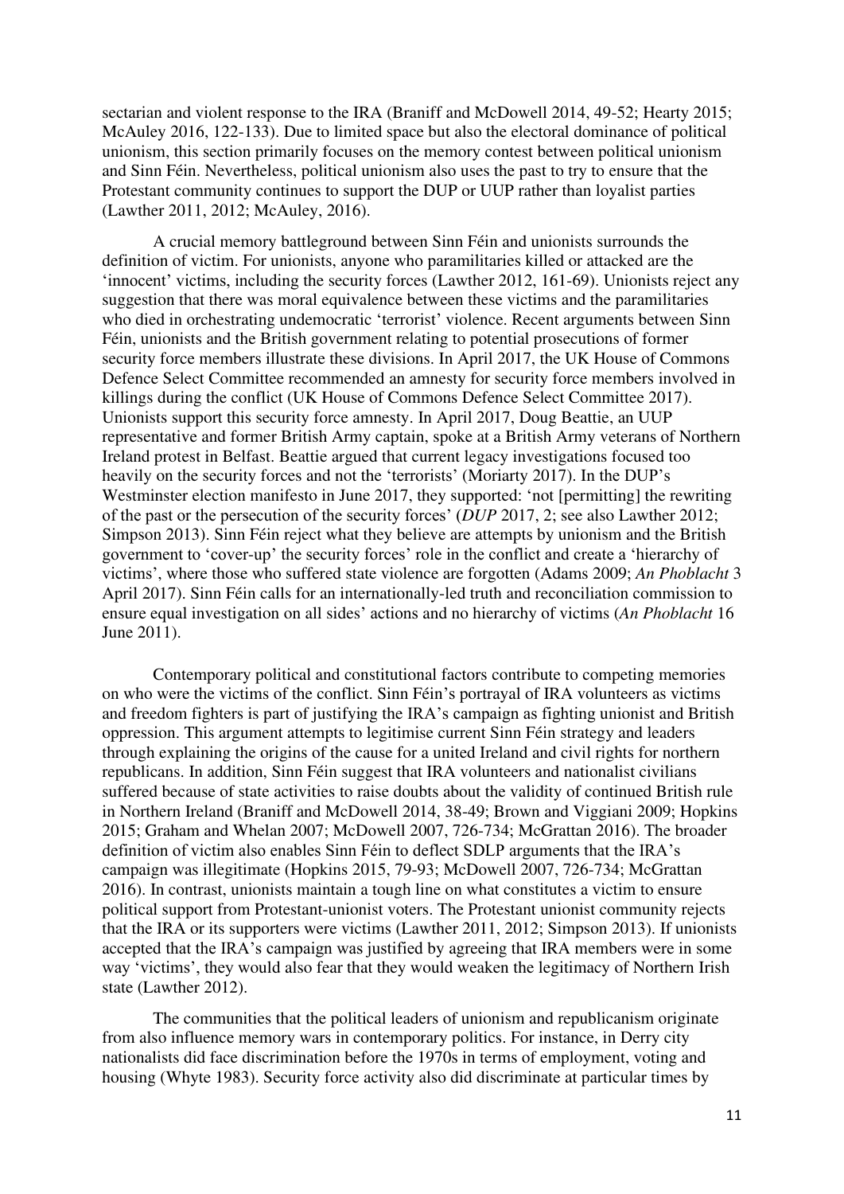sectarian and violent response to the IRA (Braniff and McDowell 2014, 49-52; Hearty 2015; McAuley 2016, 122-133). Due to limited space but also the electoral dominance of political unionism, this section primarily focuses on the memory contest between political unionism and Sinn Féin. Nevertheless, political unionism also uses the past to try to ensure that the Protestant community continues to support the DUP or UUP rather than loyalist parties (Lawther 2011, 2012; McAuley, 2016).

A crucial memory battleground between Sinn Féin and unionists surrounds the definition of victim. For unionists, anyone who paramilitaries killed or attacked are the 'innocent' victims, including the security forces (Lawther 2012, 161-69). Unionists reject any suggestion that there was moral equivalence between these victims and the paramilitaries who died in orchestrating undemocratic 'terrorist' violence. Recent arguments between Sinn Féin, unionists and the British government relating to potential prosecutions of former security force members illustrate these divisions. In April 2017, the UK House of Commons Defence Select Committee recommended an amnesty for security force members involved in killings during the conflict (UK House of Commons Defence Select Committee 2017). Unionists support this security force amnesty. In April 2017, Doug Beattie, an UUP representative and former British Army captain, spoke at a British Army veterans of Northern Ireland protest in Belfast. Beattie argued that current legacy investigations focused too heavily on the security forces and not the 'terrorists' (Moriarty 2017). In the DUP's Westminster election manifesto in June 2017, they supported: 'not [permitting] the rewriting of the past or the persecution of the security forces' (*DUP* 2017, 2; see also Lawther 2012; Simpson 2013). Sinn Féin reject what they believe are attempts by unionism and the British government to 'cover-up' the security forces' role in the conflict and create a 'hierarchy of victims', where those who suffered state violence are forgotten (Adams 2009; *An Phoblacht* 3 April 2017). Sinn Féin calls for an internationally-led truth and reconciliation commission to ensure equal investigation on all sides' actions and no hierarchy of victims (*An Phoblacht* 16 June 2011).

Contemporary political and constitutional factors contribute to competing memories on who were the victims of the conflict. Sinn Féin's portrayal of IRA volunteers as victims and freedom fighters is part of justifying the IRA's campaign as fighting unionist and British oppression. This argument attempts to legitimise current Sinn Féin strategy and leaders through explaining the origins of the cause for a united Ireland and civil rights for northern republicans. In addition, Sinn Féin suggest that IRA volunteers and nationalist civilians suffered because of state activities to raise doubts about the validity of continued British rule in Northern Ireland (Braniff and McDowell 2014, 38-49; Brown and Viggiani 2009; Hopkins 2015; Graham and Whelan 2007; McDowell 2007, 726-734; McGrattan 2016). The broader definition of victim also enables Sinn Féin to deflect SDLP arguments that the IRA's campaign was illegitimate (Hopkins 2015, 79-93; McDowell 2007, 726-734; McGrattan 2016). In contrast, unionists maintain a tough line on what constitutes a victim to ensure political support from Protestant-unionist voters. The Protestant unionist community rejects that the IRA or its supporters were victims (Lawther 2011, 2012; Simpson 2013). If unionists accepted that the IRA's campaign was justified by agreeing that IRA members were in some way 'victims', they would also fear that they would weaken the legitimacy of Northern Irish state (Lawther 2012).

The communities that the political leaders of unionism and republicanism originate from also influence memory wars in contemporary politics. For instance, in Derry city nationalists did face discrimination before the 1970s in terms of employment, voting and housing (Whyte 1983). Security force activity also did discriminate at particular times by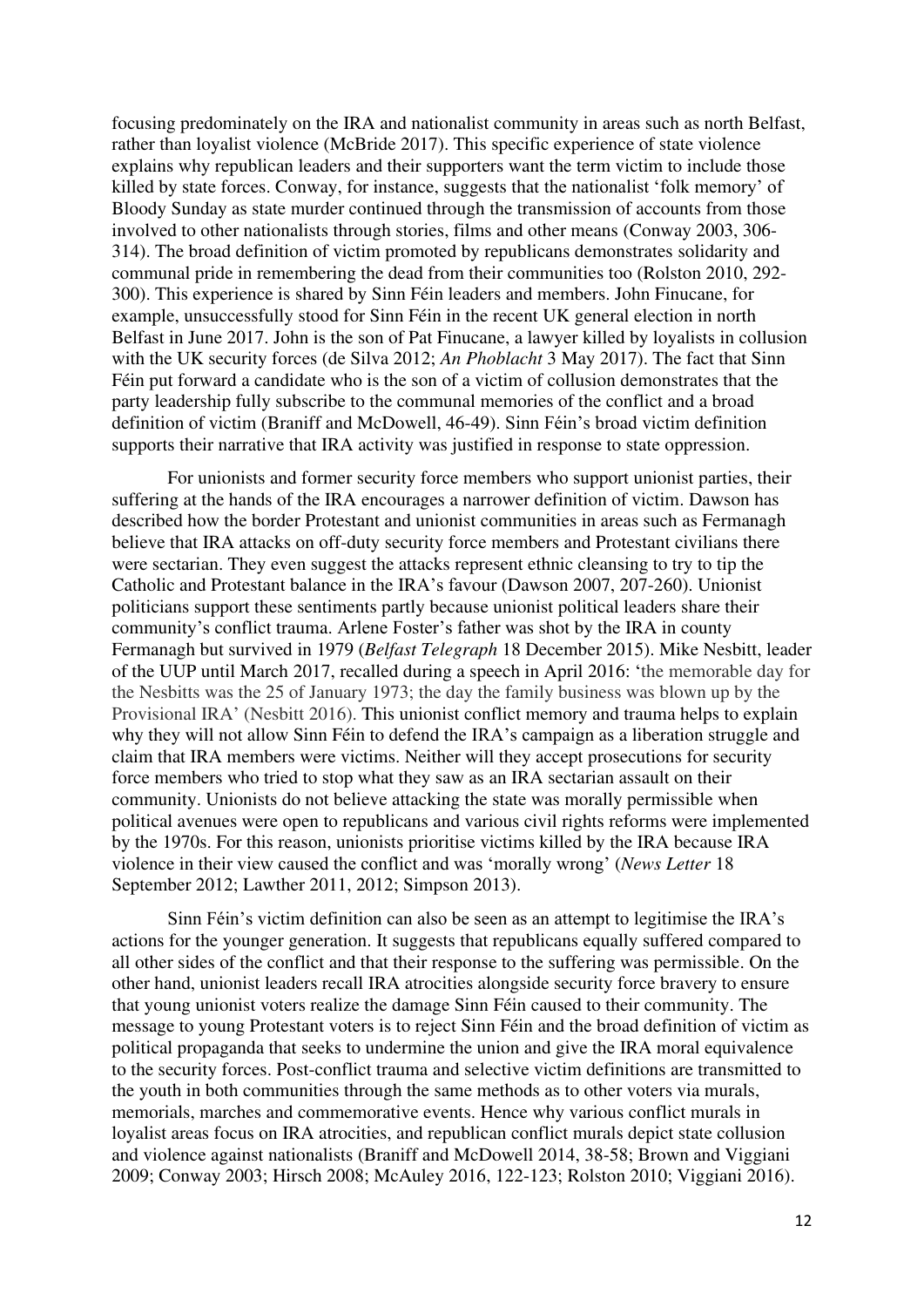focusing predominately on the IRA and nationalist community in areas such as north Belfast, rather than loyalist violence (McBride 2017). This specific experience of state violence explains why republican leaders and their supporters want the term victim to include those killed by state forces. Conway, for instance, suggests that the nationalist 'folk memory' of Bloody Sunday as state murder continued through the transmission of accounts from those involved to other nationalists through stories, films and other means (Conway 2003, 306-314). The broad definition of victim promoted by republicans demonstrates solidarity and communal pride in remembering the dead from their communities too (Rolston 2010, 292-300). This experience is shared by Sinn Féin leaders and members. John Finucane, for example, unsuccessfully stood for Sinn Féin in the recent UK general election in north Belfast in June 2017. John is the son of Pat Finucane, a lawyer killed by loyalists in collusion with the UK security forces (de Silva 2012; *An Phoblacht* 3 May 2017). The fact that Sinn Féin put forward a candidate who is the son of a victim of collusion demonstrates that the party leadership fully subscribe to the communal memories of the conflict and a broad definition of victim (Braniff and McDowell, 46-49). Sinn Féin's broad victim definition supports their narrative that IRA activity was justified in response to state oppression.

For unionists and former security force members who support unionist parties, their suffering at the hands of the IRA encourages a narrower definition of victim. Dawson has described how the border Protestant and unionist communities in areas such as Fermanagh believe that IRA attacks on off-duty security force members and Protestant civilians there were sectarian. They even suggest the attacks represent ethnic cleansing to try to tip the Catholic and Protestant balance in the IRA's favour (Dawson 2007, 207-260). Unionist politicians support these sentiments partly because unionist political leaders share their community's conflict trauma. Arlene Foster's father was shot by the IRA in county Fermanagh but survived in 1979 (*Belfast Telegraph* 18 December 2015). Mike Nesbitt, leader of the UUP until March 2017, recalled during a speech in April 2016: 'the memorable day for the Nesbitts was the 25 of January 1973; the day the family business was blown up by the Provisional IRA' (Nesbitt 2016). This unionist conflict memory and trauma helps to explain why they will not allow Sinn Féin to defend the IRA's campaign as a liberation struggle and claim that IRA members were victims. Neither will they accept prosecutions for security force members who tried to stop what they saw as an IRA sectarian assault on their community. Unionists do not believe attacking the state was morally permissible when political avenues were open to republicans and various civil rights reforms were implemented by the 1970s. For this reason, unionists prioritise victims killed by the IRA because IRA violence in their view caused the conflict and was 'morally wrong' (*News Letter* 18 September 2012; Lawther 2011, 2012; Simpson 2013).

Sinn Féin's victim definition can also be seen as an attempt to legitimise the IRA's actions for the younger generation. It suggests that republicans equally suffered compared to all other sides of the conflict and that their response to the suffering was permissible. On the other hand, unionist leaders recall IRA atrocities alongside security force bravery to ensure that young unionist voters realize the damage Sinn Féin caused to their community. The message to young Protestant voters is to reject Sinn Féin and the broad definition of victim as political propaganda that seeks to undermine the union and give the IRA moral equivalence to the security forces. Post-conflict trauma and selective victim definitions are transmitted to the youth in both communities through the same methods as to other voters via murals, memorials, marches and commemorative events. Hence why various conflict murals in loyalist areas focus on IRA atrocities, and republican conflict murals depict state collusion and violence against nationalists (Braniff and McDowell 2014, 38-58; Brown and Viggiani 2009; Conway 2003; Hirsch 2008; McAuley 2016, 122-123; Rolston 2010; Viggiani 2016).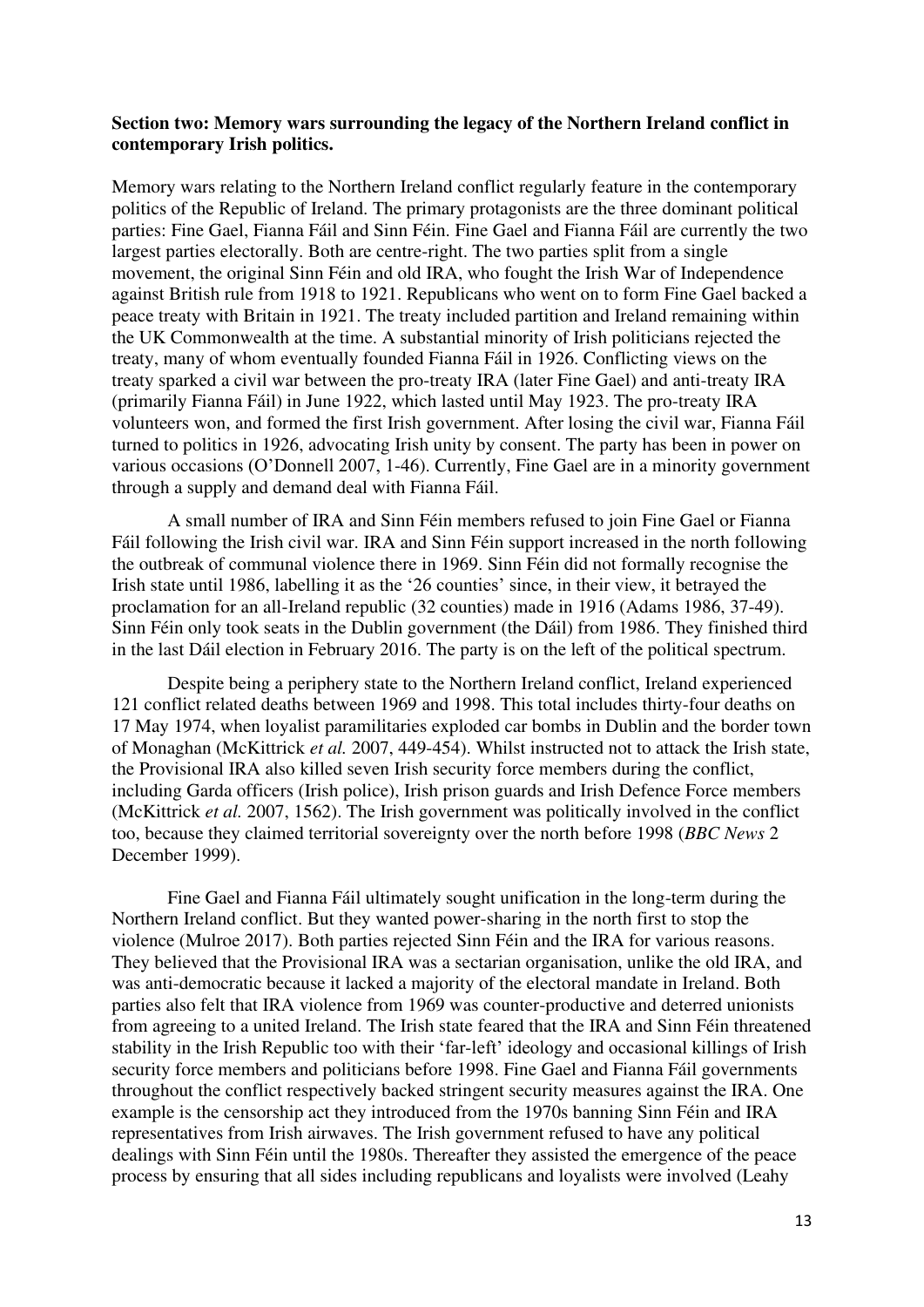**Section two: Memory wars surrounding the legacy of the Northern Ireland conflict in contemporary Irish politics.**

Memory wars relating to the Northern Ireland conflict regularly feature in the contemporary politics of the Republic of Ireland. The primary protagonists are the three dominant political parties: Fine Gael, Fianna Fáil and Sinn Féin. Fine Gael and Fianna Fáil are currently the two largest parties electorally. Both are centre-right. The two parties split from a single movement, the original Sinn Féin and old IRA, who fought the Irish War of Independence against British rule from 1918 to 1921. Republicans who went on to form Fine Gael backed a peace treaty with Britain in 1921. The treaty included partition and Ireland remaining within the UK Commonwealth at the time. A substantial minority of Irish politicians rejected the treaty, many of whom eventually founded Fianna Fáil in 1926. Conflicting views on the treaty sparked a civil war between the pro-treaty IRA (later Fine Gael) and anti-treaty IRA (primarily Fianna Fáil) in June 1922, which lasted until May 1923. The pro-treaty IRA volunteers won, and formed the first Irish government. After losing the civil war, Fianna Fáil turned to politics in 1926, advocating Irish unity by consent. The party has been in power on various occasions (O'Donnell 2007, 1-46). Currently, Fine Gael are in a minority government through a supply and demand deal with Fianna Fáil.

A small number of IRA and Sinn Féin members refused to join Fine Gael or Fianna Fáil following the Irish civil war. IRA and Sinn Féin support increased in the north following the outbreak of communal violence there in 1969. Sinn Féin did not formally recognise the Irish state until 1986, labelling it as the '26 counties' since, in their view, it betrayed the proclamation for an all-Ireland republic (32 counties) made in 1916 (Adams 1986, 37-49). Sinn Féin only took seats in the Dublin government (the Dáil) from 1986. They finished third in the last Dáil election in February 2016. The party is on the left of the political spectrum.

Despite being a periphery state to the Northern Ireland conflict, Ireland experienced 121 conflict related deaths between 1969 and 1998. This total includes thirty-four deaths on 17 May 1974, when loyalist paramilitaries exploded car bombs in Dublin and the border town of Monaghan (McKittrick *et al.* 2007, 449-454). Whilst instructed not to attack the Irish state, the Provisional IRA also killed seven Irish security force members during the conflict, including Garda officers (Irish police), Irish prison guards and Irish Defence Force members (McKittrick *et al.* 2007, 1562). The Irish government was politically involved in the conflict too, because they claimed territorial sovereignty over the north before 1998 (*BBC News* 2 December 1999).

Fine Gael and Fianna Fáil ultimately sought unification in the long-term during the Northern Ireland conflict. But they wanted power-sharing in the north first to stop the violence (Mulroe 2017). Both parties rejected Sinn Féin and the IRA for various reasons. They believed that the Provisional IRA was a sectarian organisation, unlike the old IRA, and was anti-democratic because it lacked a majority of the electoral mandate in Ireland. Both parties also felt that IRA violence from 1969 was counter-productive and deterred unionists from agreeing to a united Ireland. The Irish state feared that the IRA and Sinn Féin threatened stability in the Irish Republic too with their 'far-left' ideology and occasional killings of Irish security force members and politicians before 1998. Fine Gael and Fianna Fáil governments throughout the conflict respectively backed stringent security measures against the IRA. One example is the censorship act they introduced from the 1970s banning Sinn Féin and IRA representatives from Irish airwaves. The Irish government refused to have any political dealings with Sinn Féin until the 1980s. Thereafter they assisted the emergence of the peace process by ensuring that all sides including republicans and loyalists were involved (Leahy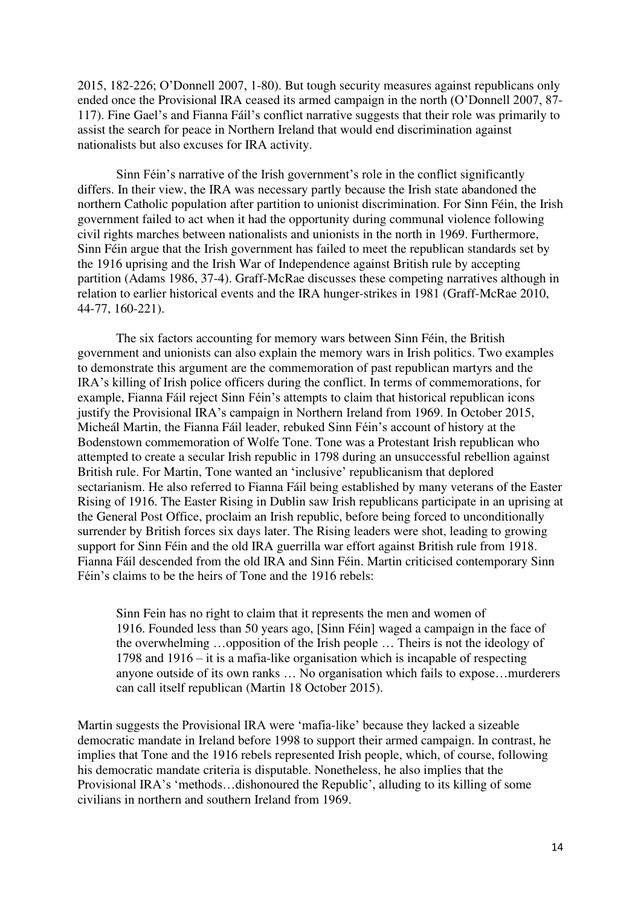2015, 182-226; O'Donnell 2007, 1-80). But tough security measures against republicans only ended once the Provisional IRA ceased its armed campaign in the north (O'Donnell 2007, 87-117). Fine Gael's and Fianna Fáil's conflict narrative suggests that their role was primarily to assist the search for peace in Northern Ireland that would end discrimination against nationalists but also excuses for IRA activity.

Sinn Féin's narrative of the Irish government's role in the conflict significantly differs. In their view, the IRA was necessary partly because the Irish state abandoned the northern Catholic population after partition to unionist discrimination. For Sinn Féin, the Irish government failed to act when it had the opportunity during communal violence following civil rights marches between nationalists and unionists in the north in 1969. Furthermore, Sinn Féin argue that the Irish government has failed to meet the republican standards set by the 1916 uprising and the Irish War of Independence against British rule by accepting partition (Adams 1986, 37-4). Graff-McRae discusses these competing narratives although in relation to earlier historical events and the IRA hunger-strikes in 1981 (Graff-McRae 2010, 44-77, 160-221).

The six factors accounting for memory wars between Sinn Féin, the British government and unionists can also explain the memory wars in Irish politics. Two examples to demonstrate this argument are the commemoration of past republican martyrs and the IRA's killing of Irish police officers during the conflict. In terms of commemorations, for example, Fianna Fáil reject Sinn Féin's attempts to claim that historical republican icons justify the Provisional IRA's campaign in Northern Ireland from 1969. In October 2015, Micheál Martin, the Fianna Fáil leader, rebuked Sinn Féin's account of history at the Bodenstown commemoration of Wolfe Tone. Tone was a Protestant Irish republican who attempted to create a secular Irish republic in 1798 during an unsuccessful rebellion against British rule. For Martin, Tone wanted an 'inclusive' republicanism that deplored sectarianism. He also referred to Fianna Fáil being established by many veterans of the Easter Rising of 1916. The Easter Rising in Dublin saw Irish republicans participate in an uprising at the General Post Office, proclaim an Irish republic, before being forced to unconditionally surrender by British forces six days later. The Rising leaders were shot, leading to growing support for Sinn Féin and the old IRA guerrilla war effort against British rule from 1918. Fianna Fáil descended from the old IRA and Sinn Féin. Martin criticised contemporary Sinn Féin's claims to be the heirs of Tone and the 1916 rebels:

> Sinn Fein has no right to claim that it represents the men and women of 1916. Founded less than 50 years ago, [Sinn Féin] waged a campaign in the face of the overwhelming …opposition of the Irish people … Theirs is not the ideology of 1798 and 1916 – it is a mafia-like organisation which is incapable of respecting anyone outside of its own ranks … No organisation which fails to expose…murderers can call itself republican (Martin 18 October 2015).

Martin suggests the Provisional IRA were 'mafia-like' because they lacked a sizeable democratic mandate in Ireland before 1998 to support their armed campaign. In contrast, he implies that Tone and the 1916 rebels represented Irish people, which, of course, following his democratic mandate criteria is disputable. Nonetheless, he also implies that the Provisional IRA's 'methods…dishonoured the Republic', alluding to its killing of some civilians in northern and southern Ireland from 1969.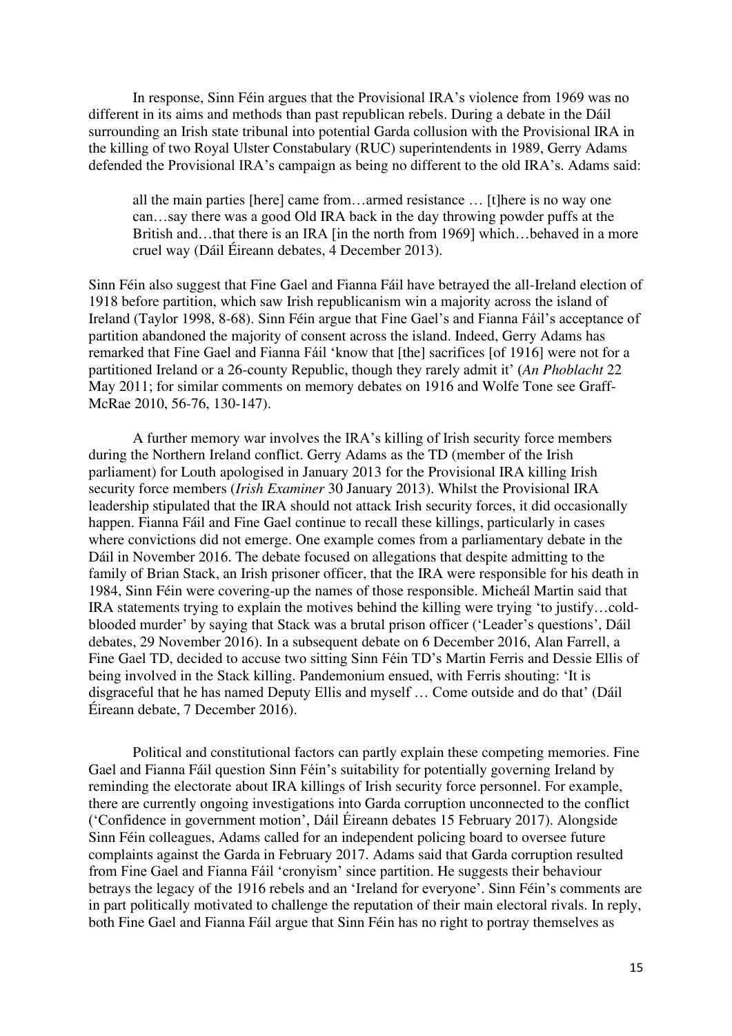In response, Sinn Féin argues that the Provisional IRA's violence from 1969 was no different in its aims and methods than past republican rebels. During a debate in the Dáil surrounding an Irish state tribunal into potential Garda collusion with the Provisional IRA in the killing of two Royal Ulster Constabulary (RUC) superintendents in 1989, Gerry Adams defended the Provisional IRA's campaign as being no different to the old IRA's. Adams said:

> all the main parties [here] came from…armed resistance … [t]here is no way one can…say there was a good Old IRA back in the day throwing powder puffs at the British and…that there is an IRA [in the north from 1969] which…behaved in a more cruel way (Dáil Éireann debates, 4 December 2013).

Sinn Féin also suggest that Fine Gael and Fianna Fáil have betrayed the all-Ireland election of 1918 before partition, which saw Irish republicanism win a majority across the island of Ireland (Taylor 1998, 8-68). Sinn Féin argue that Fine Gael's and Fianna Fáil's acceptance of partition abandoned the majority of consent across the island. Indeed, Gerry Adams has remarked that Fine Gael and Fianna Fáil 'know that [the] sacrifices [of 1916] were not for a partitioned Ireland or a 26-county Republic, though they rarely admit it' (*An Phoblacht* 22 May 2011; for similar comments on memory debates on 1916 and Wolfe Tone see Graff-McRae 2010, 56-76, 130-147).

A further memory war involves the IRA's killing of Irish security force members during the Northern Ireland conflict. Gerry Adams as the TD (member of the Irish parliament) for Louth apologised in January 2013 for the Provisional IRA killing Irish security force members (*Irish Examiner* 30 January 2013). Whilst the Provisional IRA leadership stipulated that the IRA should not attack Irish security forces, it did occasionally happen. Fianna Fáil and Fine Gael continue to recall these killings, particularly in cases where convictions did not emerge. One example comes from a parliamentary debate in the Dáil in November 2016. The debate focused on allegations that despite admitting to the family of Brian Stack, an Irish prisoner officer, that the IRA were responsible for his death in 1984, Sinn Féin were covering-up the names of those responsible. Micheál Martin said that IRA statements trying to explain the motives behind the killing were trying 'to justify…cold-blooded murder' by saying that Stack was a brutal prison officer ('Leader's questions', Dáil debates, 29 November 2016). In a subsequent debate on 6 December 2016, Alan Farrell, a Fine Gael TD, decided to accuse two sitting Sinn Féin TD's Martin Ferris and Dessie Ellis of being involved in the Stack killing. Pandemonium ensued, with Ferris shouting: 'It is disgraceful that he has named Deputy Ellis and myself … Come outside and do that' (Dáil Éireann debate, 7 December 2016).

Political and constitutional factors can partly explain these competing memories. Fine Gael and Fianna Fáil question Sinn Féin's suitability for potentially governing Ireland by reminding the electorate about IRA killings of Irish security force personnel. For example, there are currently ongoing investigations into Garda corruption unconnected to the conflict ('Confidence in government motion', Dáil Éireann debates 15 February 2017). Alongside Sinn Féin colleagues, Adams called for an independent policing board to oversee future complaints against the Garda in February 2017. Adams said that Garda corruption resulted from Fine Gael and Fianna Fáil 'cronyism' since partition. He suggests their behaviour betrays the legacy of the 1916 rebels and an 'Ireland for everyone'. Sinn Féin's comments are in part politically motivated to challenge the reputation of their main electoral rivals. In reply, both Fine Gael and Fianna Fáil argue that Sinn Féin has no right to portray themselves as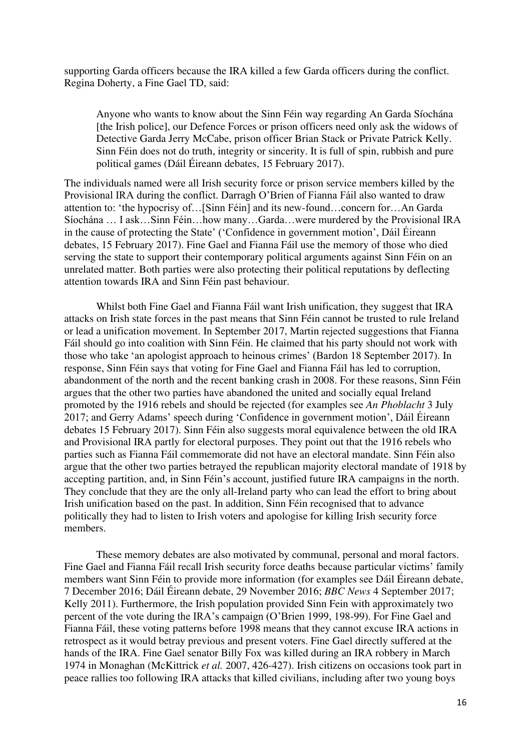supporting Garda officers because the IRA killed a few Garda officers during the conflict. Regina Doherty, a Fine Gael TD, said:

> Anyone who wants to know about the Sinn Féin way regarding An Garda Síochána [the Irish police], our Defence Forces or prison officers need only ask the widows of Detective Garda Jerry McCabe, prison officer Brian Stack or Private Patrick Kelly. Sinn Féin does not do truth, integrity or sincerity. It is full of spin, rubbish and pure political games (Dáil Éireann debates, 15 February 2017).

The individuals named were all Irish security force or prison service members killed by the Provisional IRA during the conflict. Darragh O'Brien of Fianna Fáil also wanted to draw attention to: 'the hypocrisy of…[Sinn Féin] and its new-found…concern for…An Garda Síochána … I ask…Sinn Féin…how many…Garda…were murdered by the Provisional IRA in the cause of protecting the State' ('Confidence in government motion', Dáil Éireann debates, 15 February 2017). Fine Gael and Fianna Fáil use the memory of those who died serving the state to support their contemporary political arguments against Sinn Féin on an unrelated matter. Both parties were also protecting their political reputations by deflecting attention towards IRA and Sinn Féin past behaviour.

Whilst both Fine Gael and Fianna Fáil want Irish unification, they suggest that IRA attacks on Irish state forces in the past means that Sinn Féin cannot be trusted to rule Ireland or lead a unification movement. In September 2017, Martin rejected suggestions that Fianna Fáil should go into coalition with Sinn Féin. He claimed that his party should not work with those who take 'an apologist approach to heinous crimes' (Bardon 18 September 2017). In response, Sinn Féin says that voting for Fine Gael and Fianna Fáil has led to corruption, abandonment of the north and the recent banking crash in 2008. For these reasons, Sinn Féin argues that the other two parties have abandoned the united and socially equal Ireland promoted by the 1916 rebels and should be rejected (for examples see *An Phoblacht* 3 July 2017; and Gerry Adams' speech during 'Confidence in government motion', Dáil Éireann debates 15 February 2017). Sinn Féin also suggests moral equivalence between the old IRA and Provisional IRA partly for electoral purposes. They point out that the 1916 rebels who parties such as Fianna Fáil commemorate did not have an electoral mandate. Sinn Féin also argue that the other two parties betrayed the republican majority electoral mandate of 1918 by accepting partition, and, in Sinn Féin's account, justified future IRA campaigns in the north. They conclude that they are the only all-Ireland party who can lead the effort to bring about Irish unification based on the past. In addition, Sinn Féin recognised that to advance politically they had to listen to Irish voters and apologise for killing Irish security force members.

These memory debates are also motivated by communal, personal and moral factors. Fine Gael and Fianna Fáil recall Irish security force deaths because particular victims' family members want Sinn Féin to provide more information (for examples see Dáil Éireann debate, 7 December 2016; Dáil Éireann debate, 29 November 2016; *BBC News* 4 September 2017; Kelly 2011). Furthermore, the Irish population provided Sinn Fein with approximately two percent of the vote during the IRA's campaign (O'Brien 1999, 198-99). For Fine Gael and Fianna Fáil, these voting patterns before 1998 means that they cannot excuse IRA actions in retrospect as it would betray previous and present voters. Fine Gael directly suffered at the hands of the IRA. Fine Gael senator Billy Fox was killed during an IRA robbery in March 1974 in Monaghan (McKittrick *et al.* 2007, 426-427). Irish citizens on occasions took part in peace rallies too following IRA attacks that killed civilians, including after two young boys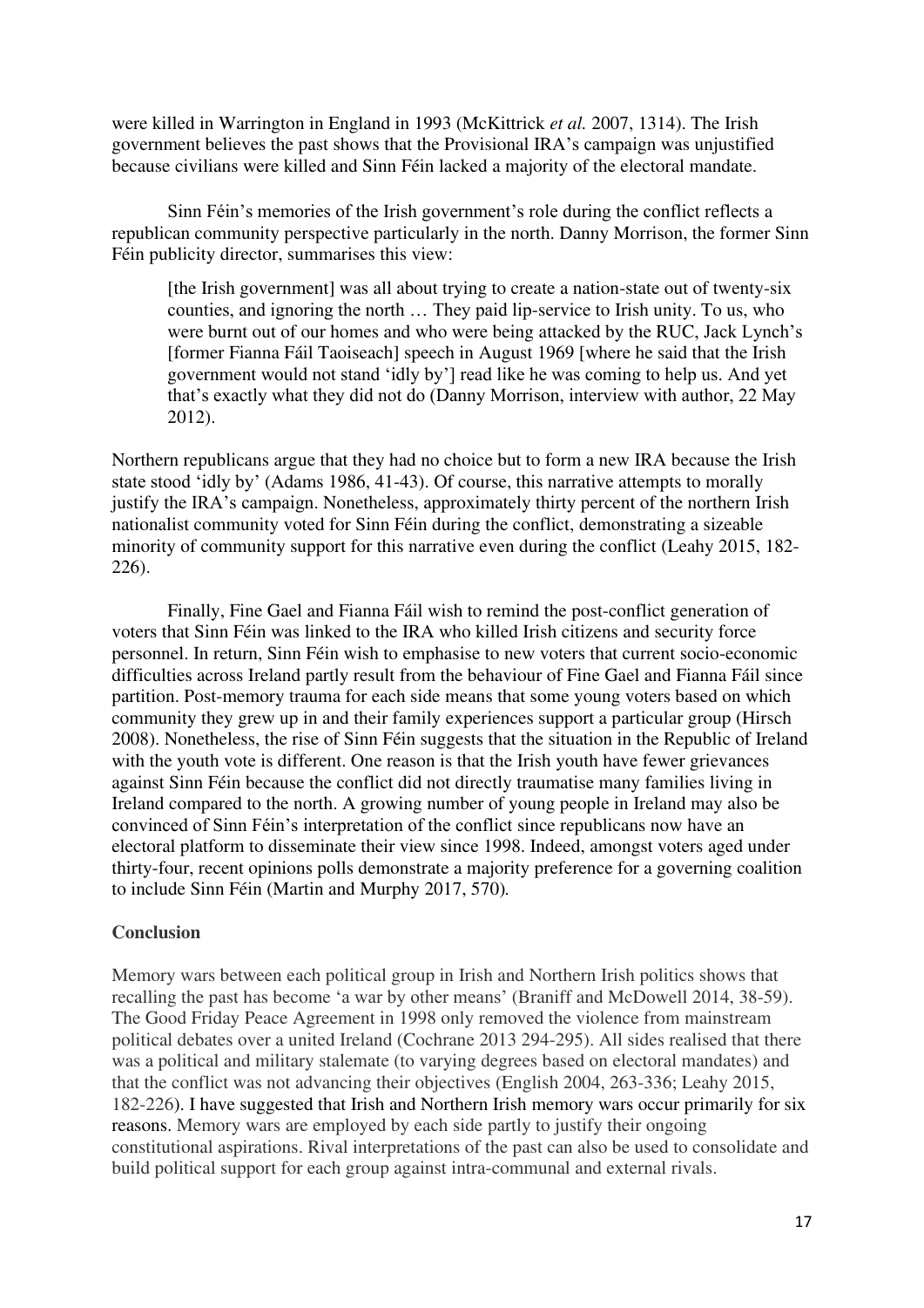were killed in Warrington in England in 1993 (McKittrick *et al.* 2007, 1314). The Irish government believes the past shows that the Provisional IRA's campaign was unjustified because civilians were killed and Sinn Féin lacked a majority of the electoral mandate.

Sinn Féin's memories of the Irish government's role during the conflict reflects a republican community perspective particularly in the north. Danny Morrison, the former Sinn Féin publicity director, summarises this view:

> [the Irish government] was all about trying to create a nation-state out of twenty-six counties, and ignoring the north … They paid lip-service to Irish unity. To us, who were burnt out of our homes and who were being attacked by the RUC, Jack Lynch's [former Fianna Fáil Taoiseach] speech in August 1969 [where he said that the Irish government would not stand 'idly by'] read like he was coming to help us. And yet that's exactly what they did not do (Danny Morrison, interview with author, 22 May 2012).

Northern republicans argue that they had no choice but to form a new IRA because the Irish state stood 'idly by' (Adams 1986, 41-43). Of course, this narrative attempts to morally justify the IRA's campaign. Nonetheless, approximately thirty percent of the northern Irish nationalist community voted for Sinn Féin during the conflict, demonstrating a sizeable minority of community support for this narrative even during the conflict (Leahy 2015, 182-226).

Finally, Fine Gael and Fianna Fáil wish to remind the post-conflict generation of voters that Sinn Féin was linked to the IRA who killed Irish citizens and security force personnel. In return, Sinn Féin wish to emphasise to new voters that current socio-economic difficulties across Ireland partly result from the behaviour of Fine Gael and Fianna Fáil since partition. Post-memory trauma for each side means that some young voters based on which community they grew up in and their family experiences support a particular group (Hirsch 2008). Nonetheless, the rise of Sinn Féin suggests that the situation in the Republic of Ireland with the youth vote is different. One reason is that the Irish youth have fewer grievances against Sinn Féin because the conflict did not directly traumatise many families living in Ireland compared to the north. A growing number of young people in Ireland may also be convinced of Sinn Féin's interpretation of the conflict since republicans now have an electoral platform to disseminate their view since 1998. Indeed, amongst voters aged under thirty-four, recent opinions polls demonstrate a majority preference for a governing coalition to include Sinn Féin (Martin and Murphy 2017, 570).

## Conclusion

Memory wars between each political group in Irish and Northern Irish politics shows that recalling the past has become 'a war by other means' (Braniff and McDowell 2014, 38-59). The Good Friday Peace Agreement in 1998 only removed the violence from mainstream political debates over a united Ireland (Cochrane 2013 294-295). All sides realised that there was a political and military stalemate (to varying degrees based on electoral mandates) and that the conflict was not advancing their objectives (English 2004, 263-336; Leahy 2015, 182-226). I have suggested that Irish and Northern Irish memory wars occur primarily for six reasons. Memory wars are employed by each side partly to justify their ongoing constitutional aspirations. Rival interpretations of the past can also be used to consolidate and build political support for each group against intra-communal and external rivals.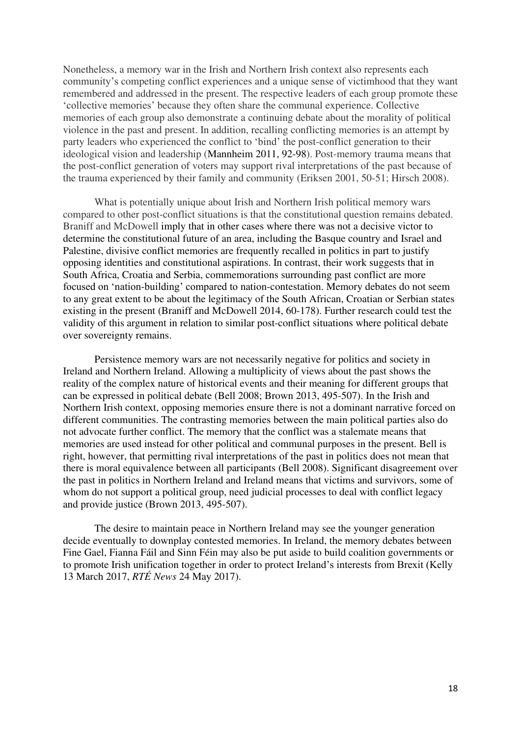Nonetheless, a memory war in the Irish and Northern Irish context also represents each community's competing conflict experiences and a unique sense of victimhood that they want remembered and addressed in the present. The respective leaders of each group promote these 'collective memories' because they often share the communal experience. Collective memories of each group also demonstrate a continuing debate about the morality of political violence in the past and present. In addition, recalling conflicting memories is an attempt by party leaders who experienced the conflict to 'bind' the post-conflict generation to their ideological vision and leadership (Mannheim 2011, 92-98). Post-memory trauma means that the post-conflict generation of voters may support rival interpretations of the past because of the trauma experienced by their family and community (Eriksen 2001, 50-51; Hirsch 2008).

What is potentially unique about Irish and Northern Irish political memory wars compared to other post-conflict situations is that the constitutional question remains debated. Braniff and McDowell imply that in other cases where there was not a decisive victor to determine the constitutional future of an area, including the Basque country and Israel and Palestine, divisive conflict memories are frequently recalled in politics in part to justify opposing identities and constitutional aspirations. In contrast, their work suggests that in South Africa, Croatia and Serbia, commemorations surrounding past conflict are more focused on 'nation-building' compared to nation-contestation. Memory debates do not seem to any great extent to be about the legitimacy of the South African, Croatian or Serbian states existing in the present (Braniff and McDowell 2014, 60-178). Further research could test the validity of this argument in relation to similar post-conflict situations where political debate over sovereignty remains.

Persistence memory wars are not necessarily negative for politics and society in Ireland and Northern Ireland. Allowing a multiplicity of views about the past shows the reality of the complex nature of historical events and their meaning for different groups that can be expressed in political debate (Bell 2008; Brown 2013, 495-507). In the Irish and Northern Irish context, opposing memories ensure there is not a dominant narrative forced on different communities. The contrasting memories between the main political parties also do not advocate further conflict. The memory that the conflict was a stalemate means that memories are used instead for other political and communal purposes in the present. Bell is right, however, that permitting rival interpretations of the past in politics does not mean that there is moral equivalence between all participants (Bell 2008). Significant disagreement over the past in politics in Northern Ireland and Ireland means that victims and survivors, some of whom do not support a political group, need judicial processes to deal with conflict legacy and provide justice (Brown 2013, 495-507).

The desire to maintain peace in Northern Ireland may see the younger generation decide eventually to downplay contested memories. In Ireland, the memory debates between Fine Gael, Fianna Fáil and Sinn Féin may also be put aside to build coalition governments or to promote Irish unification together in order to protect Ireland's interests from Brexit (Kelly 13 March 2017, *RTÉ News* 24 May 2017).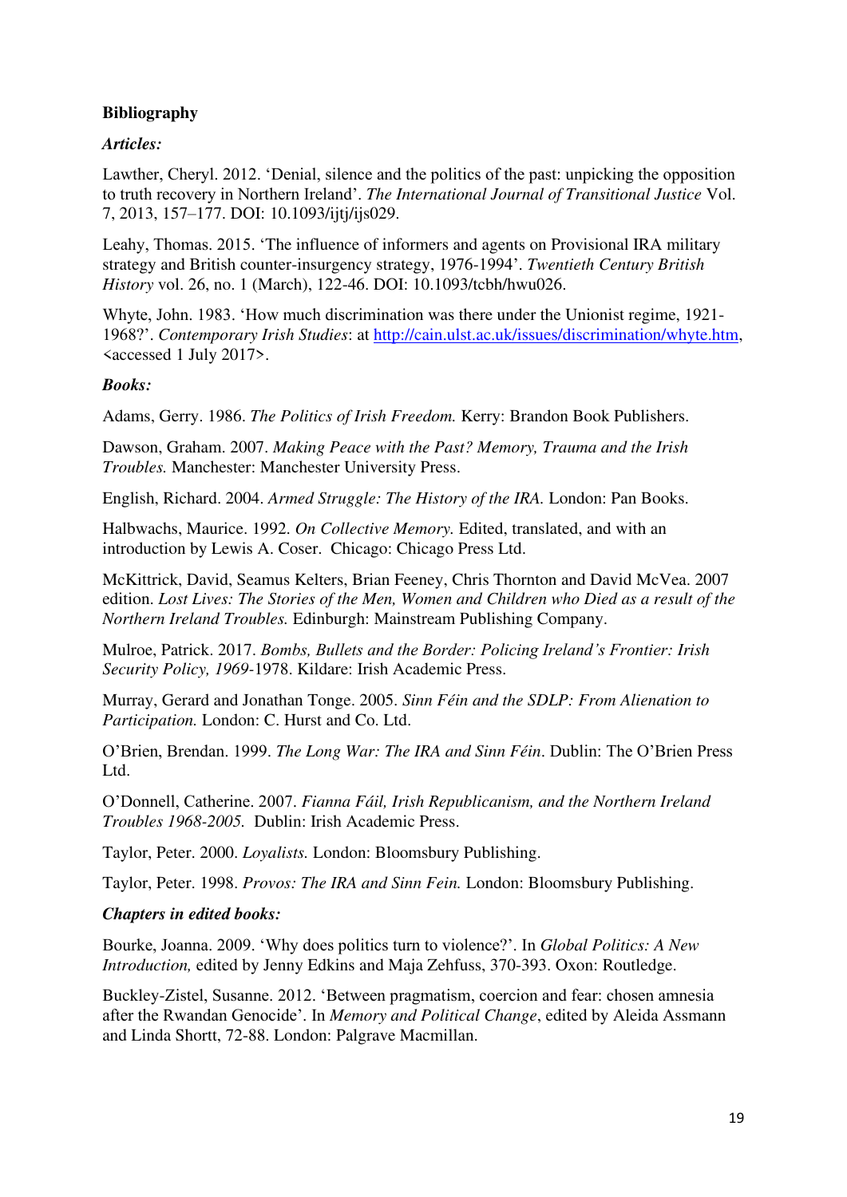**Bibliography**

***Articles:***

Lawther, Cheryl. 2012. 'Denial, silence and the politics of the past: unpicking the opposition to truth recovery in Northern Ireland'. *The International Journal of Transitional Justice* Vol. 7, 2013, 157–177. DOI: 10.1093/ijtj/ijs029.

Leahy, Thomas. 2015. 'The influence of informers and agents on Provisional IRA military strategy and British counter-insurgency strategy, 1976-1994'. *Twentieth Century British History* vol. 26, no. 1 (March), 122-46. DOI: 10.1093/tcbh/hwu026.

Whyte, John. 1983. 'How much discrimination was there under the Unionist regime, 1921-1968?'. *Contemporary Irish Studies*: at http://cain.ulst.ac.uk/issues/discrimination/whyte.htm, <accessed 1 July 2017>.

***Books:***

Adams, Gerry. 1986. *The Politics of Irish Freedom.* Kerry: Brandon Book Publishers.

Dawson, Graham. 2007. *Making Peace with the Past? Memory, Trauma and the Irish Troubles.* Manchester: Manchester University Press.

English, Richard. 2004. *Armed Struggle: The History of the IRA.* London: Pan Books.

Halbwachs, Maurice. 1992. *On Collective Memory.* Edited, translated, and with an introduction by Lewis A. Coser. Chicago: Chicago Press Ltd.

McKittrick, David, Seamus Kelters, Brian Feeney, Chris Thornton and David McVea. 2007 edition. *Lost Lives: The Stories of the Men, Women and Children who Died as a result of the Northern Ireland Troubles.* Edinburgh: Mainstream Publishing Company.

Mulroe, Patrick. 2017. *Bombs, Bullets and the Border: Policing Ireland's Frontier: Irish Security Policy, 1969*-1978. Kildare: Irish Academic Press.

Murray, Gerard and Jonathan Tonge. 2005. *Sinn Féin and the SDLP: From Alienation to Participation.* London: C. Hurst and Co. Ltd.

O'Brien, Brendan. 1999. *The Long War: The IRA and Sinn Féin*. Dublin: The O'Brien Press Ltd.

O'Donnell, Catherine. 2007. *Fianna Fáil, Irish Republicanism, and the Northern Ireland Troubles 1968-2005.* Dublin: Irish Academic Press.

Taylor, Peter. 2000. *Loyalists.* London: Bloomsbury Publishing.

Taylor, Peter. 1998. *Provos: The IRA and Sinn Fein.* London: Bloomsbury Publishing.

***Chapters in edited books:***

Bourke, Joanna. 2009. 'Why does politics turn to violence?'. In *Global Politics: A New Introduction,* edited by Jenny Edkins and Maja Zehfuss, 370-393. Oxon: Routledge.

Buckley-Zistel, Susanne. 2012. 'Between pragmatism, coercion and fear: chosen amnesia after the Rwandan Genocide'. In *Memory and Political Change*, edited by Aleida Assmann and Linda Shortt, 72-88. London: Palgrave Macmillan.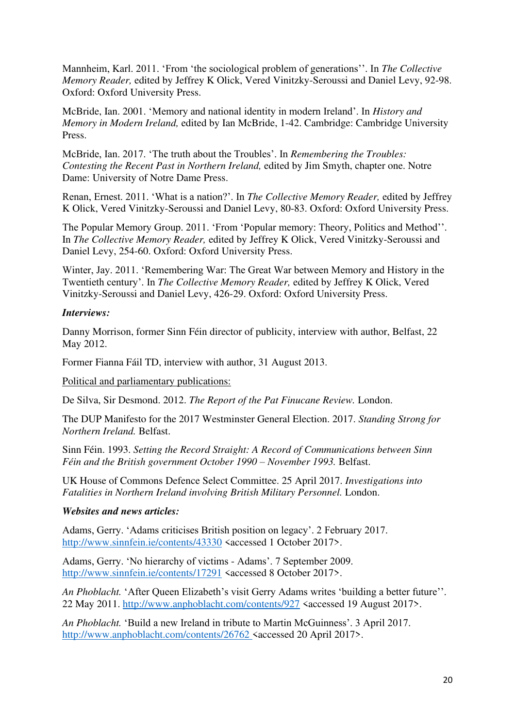Mannheim, Karl. 2011. 'From 'the sociological problem of generations''. In *The Collective Memory Reader,* edited by Jeffrey K Olick, Vered Vinitzky-Seroussi and Daniel Levy, 92-98. Oxford: Oxford University Press.

McBride, Ian. 2001. 'Memory and national identity in modern Ireland'. In *History and Memory in Modern Ireland,* edited by Ian McBride, 1-42. Cambridge: Cambridge University Press.

McBride, Ian. 2017. 'The truth about the Troubles'. In *Remembering the Troubles: Contesting the Recent Past in Northern Ireland,* edited by Jim Smyth, chapter one. Notre Dame: University of Notre Dame Press.

Renan, Ernest. 2011. 'What is a nation?'. In *The Collective Memory Reader,* edited by Jeffrey K Olick, Vered Vinitzky-Seroussi and Daniel Levy, 80-83. Oxford: Oxford University Press.

The Popular Memory Group. 2011. 'From 'Popular memory: Theory, Politics and Method''. In *The Collective Memory Reader,* edited by Jeffrey K Olick, Vered Vinitzky-Seroussi and Daniel Levy, 254-60. Oxford: Oxford University Press.

Winter, Jay. 2011. 'Remembering War: The Great War between Memory and History in the Twentieth century'. In *The Collective Memory Reader,* edited by Jeffrey K Olick, Vered Vinitzky-Seroussi and Daniel Levy, 426-29. Oxford: Oxford University Press.

***Interviews:***

Danny Morrison, former Sinn Féin director of publicity, interview with author, Belfast, 22 May 2012.

Former Fianna Fáil TD, interview with author, 31 August 2013.

Political and parliamentary publications:

De Silva, Sir Desmond. 2012. *The Report of the Pat Finucane Review.* London.

The DUP Manifesto for the 2017 Westminster General Election. 2017. *Standing Strong for Northern Ireland.* Belfast.

Sinn Féin. 1993. *Setting the Record Straight: A Record of Communications between Sinn Féin and the British government October 1990 – November 1993.* Belfast.

UK House of Commons Defence Select Committee. 25 April 2017. *Investigations into Fatalities in Northern Ireland involving British Military Personnel.* London.

***Websites and news articles:***

Adams, Gerry. 'Adams criticises British position on legacy'. 2 February 2017. http://www.sinnfein.ie/contents/43330 <accessed 1 October 2017>.

Adams, Gerry. 'No hierarchy of victims - Adams'. 7 September 2009. http://www.sinnfein.ie/contents/17291 <accessed 8 October 2017>.

*An Phoblacht.* 'After Queen Elizabeth's visit Gerry Adams writes 'building a better future''. 22 May 2011. http://www.anphoblacht.com/contents/927 <accessed 19 August 2017>.

*An Phoblacht.* 'Build a new Ireland in tribute to Martin McGuinness'. 3 April 2017. http://www.anphoblacht.com/contents/26762 <accessed 20 April 2017>.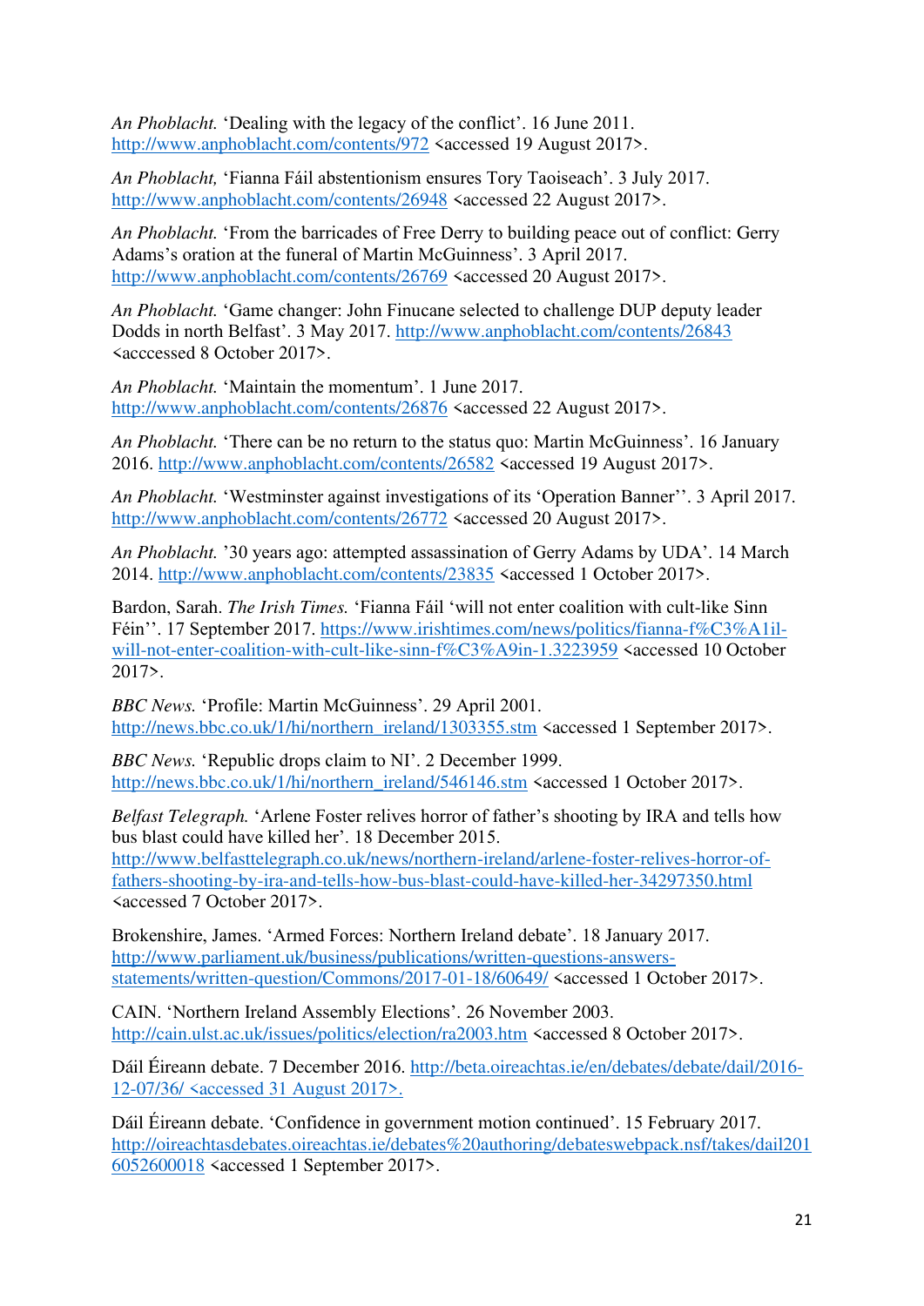*An Phoblacht.* 'Dealing with the legacy of the conflict'. 16 June 2011. http://www.anphoblacht.com/contents/972 <accessed 19 August 2017>.

*An Phoblacht,* 'Fianna Fáil abstentionism ensures Tory Taoiseach'. 3 July 2017. http://www.anphoblacht.com/contents/26948 <accessed 22 August 2017>.

*An Phoblacht.* 'From the barricades of Free Derry to building peace out of conflict: Gerry Adams's oration at the funeral of Martin McGuinness'. 3 April 2017. http://www.anphoblacht.com/contents/26769 <accessed 20 August 2017>.

*An Phoblacht.* 'Game changer: John Finucane selected to challenge DUP deputy leader Dodds in north Belfast'. 3 May 2017. http://www.anphoblacht.com/contents/26843 <acccessed 8 October 2017>.

*An Phoblacht.* 'Maintain the momentum'. 1 June 2017. http://www.anphoblacht.com/contents/26876 <accessed 22 August 2017>.

*An Phoblacht.* 'There can be no return to the status quo: Martin McGuinness'. 16 January 2016. http://www.anphoblacht.com/contents/26582 <accessed 19 August 2017>.

*An Phoblacht.* 'Westminster against investigations of its 'Operation Banner''. 3 April 2017. http://www.anphoblacht.com/contents/26772 <accessed 20 August 2017>.

*An Phoblacht.* '30 years ago: attempted assassination of Gerry Adams by UDA'. 14 March 2014. http://www.anphoblacht.com/contents/23835 <accessed 1 October 2017>.

Bardon, Sarah. *The Irish Times.* 'Fianna Fáil 'will not enter coalition with cult-like Sinn Féin''. 17 September 2017. https://www.irishtimes.com/news/politics/fianna-f%C3%A1il-will-not-enter-coalition-with-cult-like-sinn-f%C3%A9in-1.3223959 <accessed 10 October 2017>.

*BBC News.* 'Profile: Martin McGuinness'. 29 April 2001. http://news.bbc.co.uk/1/hi/northern_ireland/1303355.stm <accessed 1 September 2017>.

*BBC News.* 'Republic drops claim to NI'. 2 December 1999. http://news.bbc.co.uk/1/hi/northern_ireland/546146.stm <accessed 1 October 2017>.

*Belfast Telegraph.* 'Arlene Foster relives horror of father's shooting by IRA and tells how bus blast could have killed her'. 18 December 2015. http://www.belfasttelegraph.co.uk/news/northern-ireland/arlene-foster-relives-horror-of-fathers-shooting-by-ira-and-tells-how-bus-blast-could-have-killed-her-34297350.html <accessed 7 October 2017>.

Brokenshire, James. 'Armed Forces: Northern Ireland debate'. 18 January 2017. http://www.parliament.uk/business/publications/written-questions-answers-statements/written-question/Commons/2017-01-18/60649/ <accessed 1 October 2017>.

CAIN. 'Northern Ireland Assembly Elections'. 26 November 2003. http://cain.ulst.ac.uk/issues/politics/election/ra2003.htm <accessed 8 October 2017>.

Dáil Éireann debate. 7 December 2016. http://beta.oireachtas.ie/en/debates/debate/dail/2016-12-07/36/ <accessed 31 August 2017>.

Dáil Éireann debate. 'Confidence in government motion continued'. 15 February 2017. http://oireachtasdebates.oireachtas.ie/debates%20authoring/debateswebpack.nsf/takes/dail2016052600018 <accessed 1 September 2017>.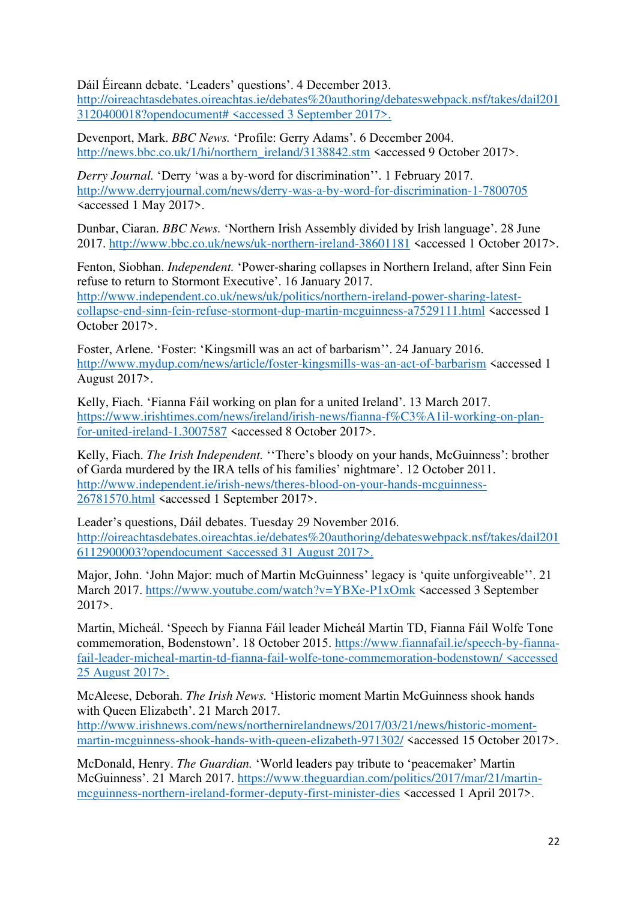Dáil Éireann debate. 'Leaders' questions'. 4 December 2013. http://oireachtasdebates.oireachtas.ie/debates%20authoring/debateswebpack.nsf/takes/dail2013120400018?opendocument# <accessed 3 September 2017>.

Devenport, Mark. *BBC News.* 'Profile: Gerry Adams'. 6 December 2004. http://news.bbc.co.uk/1/hi/northern_ireland/3138842.stm <accessed 9 October 2017>.

*Derry Journal.* 'Derry 'was a by-word for discrimination''. 1 February 2017. http://www.derryjournal.com/news/derry-was-a-by-word-for-discrimination-1-7800705 <accessed 1 May 2017>.

Dunbar, Ciaran. *BBC News.* 'Northern Irish Assembly divided by Irish language'. 28 June 2017. http://www.bbc.co.uk/news/uk-northern-ireland-38601181 <accessed 1 October 2017>.

Fenton, Siobhan. *Independent.* 'Power-sharing collapses in Northern Ireland, after Sinn Fein refuse to return to Stormont Executive'. 16 January 2017. http://www.independent.co.uk/news/uk/politics/northern-ireland-power-sharing-latest-collapse-end-sinn-fein-refuse-stormont-dup-martin-mcguinness-a7529111.html <accessed 1 October 2017>.

Foster, Arlene. 'Foster: 'Kingsmill was an act of barbarism''. 24 January 2016. http://www.mydup.com/news/article/foster-kingsmills-was-an-act-of-barbarism <accessed 1 August 2017>.

Kelly, Fiach. 'Fianna Fáil working on plan for a united Ireland'. 13 March 2017. https://www.irishtimes.com/news/ireland/irish-news/fianna-f%C3%A1il-working-on-plan-for-united-ireland-1.3007587 <accessed 8 October 2017>.

Kelly, Fiach. *The Irish Independent.* ''There's bloody on your hands, McGuinness': brother of Garda murdered by the IRA tells of his families' nightmare'. 12 October 2011. http://www.independent.ie/irish-news/theres-blood-on-your-hands-mcguinness-26781570.html <accessed 1 September 2017>.

Leader's questions, Dáil debates. Tuesday 29 November 2016. http://oireachtasdebates.oireachtas.ie/debates%20authoring/debateswebpack.nsf/takes/dail2016112900003?opendocument <accessed 31 August 2017>.

Major, John. 'John Major: much of Martin McGuinness' legacy is 'quite unforgiveable''. 21 March 2017. https://www.youtube.com/watch?v=YBXe-P1xOmk <accessed 3 September 2017>.

Martin, Micheál. 'Speech by Fianna Fáil leader Micheál Martin TD, Fianna Fáil Wolfe Tone commemoration, Bodenstown'. 18 October 2015. https://www.fiannafail.ie/speech-by-fianna-fail-leader-micheal-martin-td-fianna-fail-wolfe-tone-commemoration-bodenstown/ <accessed 25 August 2017>.

McAleese, Deborah. *The Irish News.* 'Historic moment Martin McGuinness shook hands with Queen Elizabeth'. 21 March 2017. http://www.irishnews.com/news/northernirelandnews/2017/03/21/news/historic-moment-martin-mcguinness-shook-hands-with-queen-elizabeth-971302/ <accessed 15 October 2017>.

McDonald, Henry. *The Guardian.* 'World leaders pay tribute to 'peacemaker' Martin McGuinness'. 21 March 2017. https://www.theguardian.com/politics/2017/mar/21/martin-mcguinness-northern-ireland-former-deputy-first-minister-dies <accessed 1 April 2017>.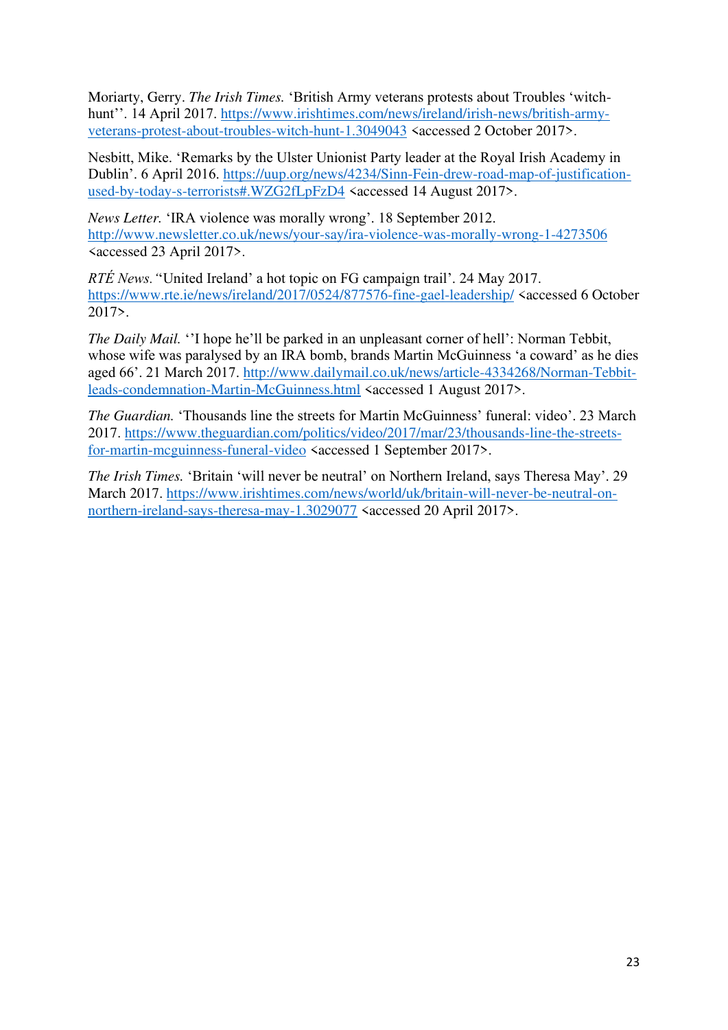Moriarty, Gerry. *The Irish Times.* 'British Army veterans protests about Troubles 'witch-hunt''. 14 April 2017. https://www.irishtimes.com/news/ireland/irish-news/british-army-veterans-protest-about-troubles-witch-hunt-1.3049043 <accessed 2 October 2017>.

Nesbitt, Mike. 'Remarks by the Ulster Unionist Party leader at the Royal Irish Academy in Dublin'. 6 April 2016. https://uup.org/news/4234/Sinn-Fein-drew-road-map-of-justification-used-by-today-s-terrorists#.WZG2fLpFzD4 <accessed 14 August 2017>.

*News Letter.* 'IRA violence was morally wrong'. 18 September 2012. http://www.newsletter.co.uk/news/your-say/ira-violence-was-morally-wrong-1-4273506 <accessed 23 April 2017>.

*RTÉ News.* ''United Ireland' a hot topic on FG campaign trail'. 24 May 2017. https://www.rte.ie/news/ireland/2017/0524/877576-fine-gael-leadership/ <accessed 6 October 2017>.

*The Daily Mail.* ''I hope he'll be parked in an unpleasant corner of hell': Norman Tebbit, whose wife was paralysed by an IRA bomb, brands Martin McGuinness 'a coward' as he dies aged 66'. 21 March 2017. http://www.dailymail.co.uk/news/article-4334268/Norman-Tebbit-leads-condemnation-Martin-McGuinness.html <accessed 1 August 2017>.

*The Guardian.* 'Thousands line the streets for Martin McGuinness' funeral: video'. 23 March 2017. https://www.theguardian.com/politics/video/2017/mar/23/thousands-line-the-streets-for-martin-mcguinness-funeral-video <accessed 1 September 2017>.

*The Irish Times.* 'Britain 'will never be neutral' on Northern Ireland, says Theresa May'. 29 March 2017. https://www.irishtimes.com/news/world/uk/britain-will-never-be-neutral-on-northern-ireland-says-theresa-may-1.3029077 <accessed 20 April 2017>.